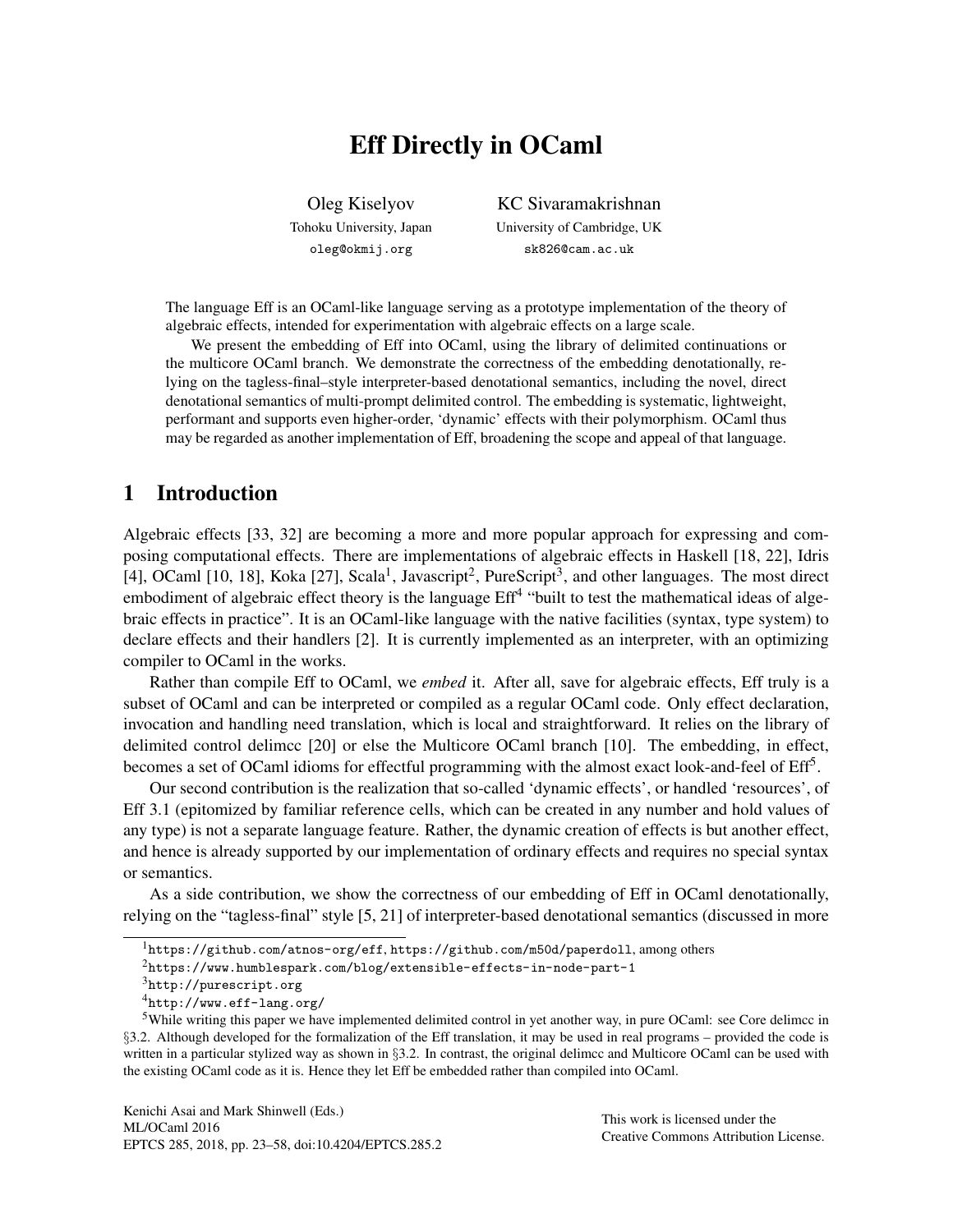# Eff Directly in OCaml

Oleg Kiselyov
Tohoku University, Japan
oleg@okmij.org

KC Sivaramakrishnan
University of Cambridge, UK
sk826@cam.ac.uk

The language Eff is an OCaml-like language serving as a prototype implementation of the theory of algebraic effects, intended for experimentation with algebraic effects on a large scale.

We present the embedding of Eff into OCaml, using the library of delimited continuations or the multicore OCaml branch. We demonstrate the correctness of the embedding denotationally, relying on the tagless-final–style interpreter-based denotational semantics, including the novel, direct denotational semantics of multi-prompt delimited control. The embedding is systematic, lightweight, performant and supports even higher-order, 'dynamic' effects with their polymorphism. OCaml thus may be regarded as another implementation of Eff, broadening the scope and appeal of that language.

## 1 Introduction

Algebraic effects [33, 32] are becoming a more and more popular approach for expressing and composing computational effects. There are implementations of algebraic effects in Haskell [18, 22], Idris [4], OCaml [10, 18], Koka [27], Scala[1], Javascript[2], PureScript[3], and other languages. The most direct embodiment of algebraic effect theory is the language Eff[4] "built to test the mathematical ideas of algebraic effects in practice". It is an OCaml-like language with the native facilities (syntax, type system) to declare effects and their handlers [2]. It is currently implemented as an interpreter, with an optimizing compiler to OCaml in the works.

Rather than compile Eff to OCaml, we *embed* it. After all, save for algebraic effects, Eff truly is a subset of OCaml and can be interpreted or compiled as a regular OCaml code. Only effect declaration, invocation and handling need translation, which is local and straightforward. It relies on the library of delimited control delimcc [20] or else the Multicore OCaml branch [10]. The embedding, in effect, becomes a set of OCaml idioms for effectful programming with the almost exact look-and-feel of Eff[5].

Our second contribution is the realization that so-called 'dynamic effects', or handled 'resources', of Eff 3.1 (epitomized by familiar reference cells, which can be created in any number and hold values of any type) is not a separate language feature. Rather, the dynamic creation of effects is but another effect, and hence is already supported by our implementation of ordinary effects and requires no special syntax or semantics.

As a side contribution, we show the correctness of our embedding of Eff in OCaml denotationally, relying on the "tagless-final" style [5, 21] of interpreter-based denotational semantics (discussed in more

---

[1] https://github.com/atnos-org/eff, https://github.com/m50d/paperdoll, among others

[2] https://www.humblespark.com/blog/extensible-effects-in-node-part-1

[3] http://purescript.org

[4] http://www.eff-lang.org/

[5] While writing this paper we have implemented delimited control in yet another way, in pure OCaml: see Core delimcc in §3.2. Although developed for the formalization of the Eff translation, it may be used in real programs – provided the code is written in a particular stylized way as shown in §3.2. In contrast, the original delimcc and Multicore OCaml can be used with the existing OCaml code as it is. Hence they let Eff be embedded rather than compiled into OCaml.

Kenichi Asai and Mark Shinwell (Eds.)
ML/OCaml 2016
EPTCS 285, 2018, pp. 23–58, doi:10.4204/EPTCS.285.2

This work is licensed under the
Creative Commons Attribution License.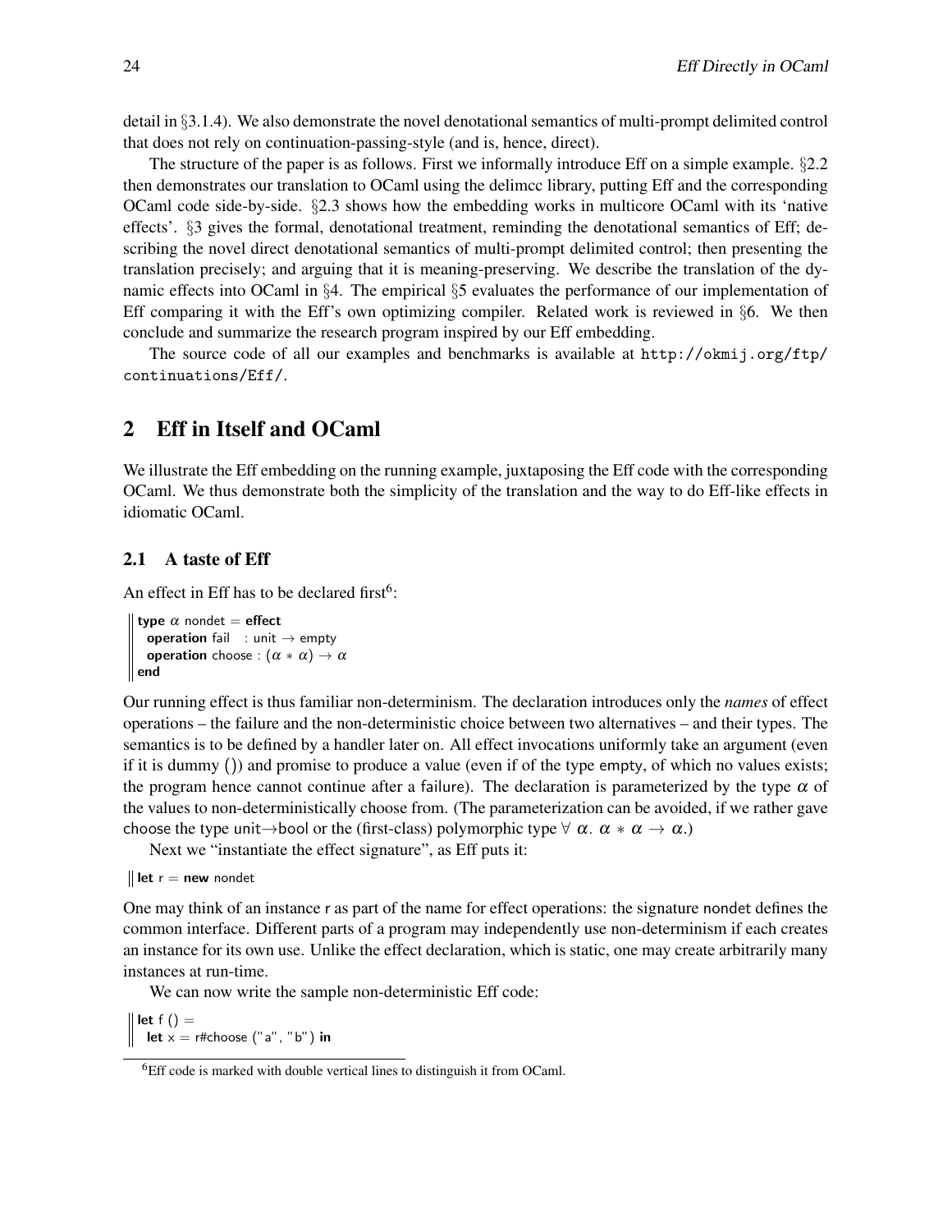detail in §3.1.4). We also demonstrate the novel denotational semantics of multi-prompt delimited control that does not rely on continuation-passing-style (and is, hence, direct).

The structure of the paper is as follows. First we informally introduce Eff on a simple example. §2.2 then demonstrates our translation to OCaml using the delimcc library, putting Eff and the corresponding OCaml code side-by-side. §2.3 shows how the embedding works in multicore OCaml with its 'native effects'. §3 gives the formal, denotational treatment, reminding the denotational semantics of Eff; describing the novel direct denotational semantics of multi-prompt delimited control; then presenting the translation precisely; and arguing that it is meaning-preserving. We describe the translation of the dynamic effects into OCaml in §4. The empirical §5 evaluates the performance of our implementation of Eff comparing it with the Eff's own optimizing compiler. Related work is reviewed in §6. We then conclude and summarize the research program inspired by our Eff embedding.

The source code of all our examples and benchmarks is available at `http://okmij.org/ftp/continuations/Eff/`.

## 2 Eff in Itself and OCaml

We illustrate the Eff embedding on the running example, juxtaposing the Eff code with the corresponding OCaml. We thus demonstrate both the simplicity of the translation and the way to do Eff-like effects in idiomatic OCaml.

### 2.1 A taste of Eff

An effect in Eff has to be declared first[6]:

```
type α nondet = effect
  operation fail   : unit → empty
  operation choose : (α ∗ α) → α
end
```

Our running effect is thus familiar non-determinism. The declaration introduces only the *names* of effect operations – the failure and the non-deterministic choice between two alternatives – and their types. The semantics is to be defined by a handler later on. All effect invocations uniformly take an argument (even if it is dummy ()) and promise to produce a value (even if of the type empty, of which no values exists; the program hence cannot continue after a failure). The declaration is parameterized by the type $\alpha$ of the values to non-deterministically choose from. (The parameterization can be avoided, if we rather gave choose the type unit→bool or the (first-class) polymorphic type $\forall\ \alpha.\ \alpha * \alpha \rightarrow \alpha$.)

Next we "instantiate the effect signature", as Eff puts it:

```
let r = new nondet
```

One may think of an instance r as part of the name for effect operations: the signature nondet defines the common interface. Different parts of a program may independently use non-determinism if each creates an instance for its own use. Unlike the effect declaration, which is static, one may create arbitrarily many instances at run-time.

We can now write the sample non-deterministic Eff code:

```
let f () =
  let x = r#choose ("a", "b") in
```

[6] Eff code is marked with double vertical lines to distinguish it from OCaml.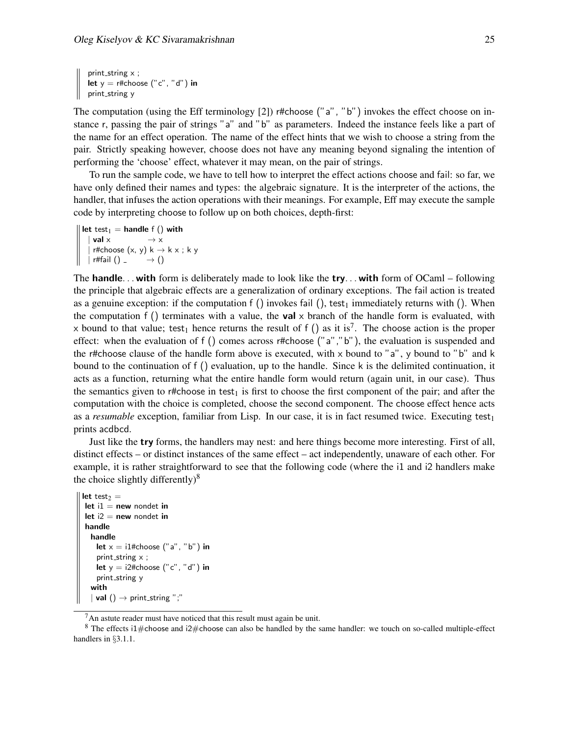```
print_string x ;
let y = r#choose ("c", "d") in
print_string y
```

The computation (using the Eff terminology [2]) r#choose ("a", "b") invokes the effect choose on instance r, passing the pair of strings "a" and "b" as parameters. Indeed the instance feels like a part of the name for an effect operation. The name of the effect hints that we wish to choose a string from the pair. Strictly speaking however, choose does not have any meaning beyond signaling the intention of performing the 'choose' effect, whatever it may mean, on the pair of strings.

To run the sample code, we have to tell how to interpret the effect actions choose and fail: so far, we have only defined their names and types: the algebraic signature. It is the interpreter of the actions, the handler, that infuses the action operations with their meanings. For example, Eff may execute the sample code by interpreting choose to follow up on both choices, depth-first:

```
let test1 = handle f () with
  | val x              → x
  | r#choose (x, y) k → k x ; k y
  | r#fail () _        → ()
```

The **handle**. . . **with** form is deliberately made to look like the **try**. . . **with** form of OCaml – following the principle that algebraic effects are a generalization of ordinary exceptions. The fail action is treated as a genuine exception: if the computation f () invokes fail (), $\text{test}_1$ immediately returns with (). When the computation f () terminates with a value, the **val** x branch of the handle form is evaluated, with x bound to that value; $\text{test}_1$ hence returns the result of f () as it is[7]. The choose action is the proper effect: when the evaluation of f () comes across r#choose ("a","b"), the evaluation is suspended and the r#choose clause of the handle form above is executed, with x bound to "a", y bound to "b" and k bound to the continuation of f () evaluation, up to the handle. Since k is the delimited continuation, it acts as a function, returning what the entire handle form would return (again unit, in our case). Thus the semantics given to r#choose in $\text{test}_1$ is first to choose the first component of the pair; and after the computation with the choice is completed, choose the second component. The choose effect hence acts as a *resumable* exception, familiar from Lisp. In our case, it is in fact resumed twice. Executing $\text{test}_1$ prints acdbcd.

Just like the **try** forms, the handlers may nest: and here things become more interesting. First of all, distinct effects – or distinct instances of the same effect – act independently, unaware of each other. For example, it is rather straightforward to see that the following code (where the i1 and i2 handlers make the choice slightly differently)[8]

```
let test2 =
 let i1 = new nondet in
 let i2 = new nondet in
 handle
  handle
    let x = i1#choose ("a", "b") in
    print_string x ;
    let y = i2#choose ("c", "d") in
    print_string y
  with
  | val () → print_string ";"
```

[7] An astute reader must have noticed that this result must again be unit.

[8] The effects i1#choose and i2#choose can also be handled by the same handler: we touch on so-called multiple-effect handlers in §3.1.1.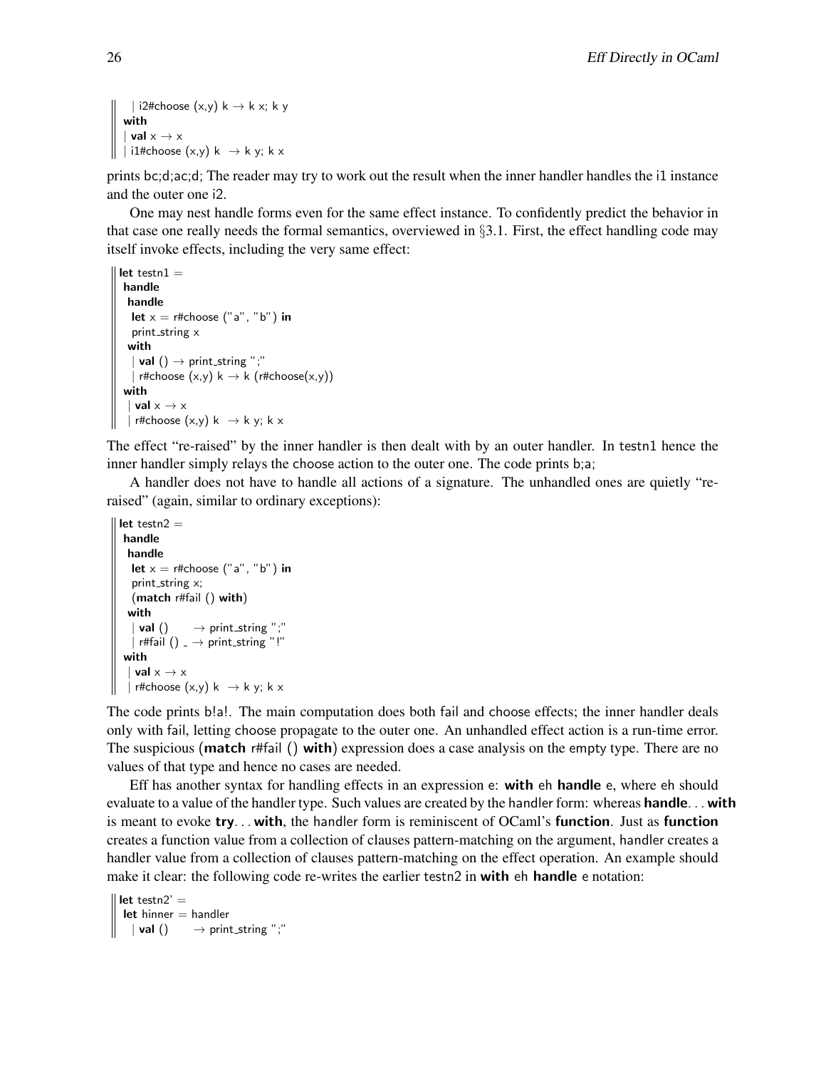```
   | i2#choose (x,y) k → k x; k y
 with
 | val x → x
 | i1#choose (x,y) k  → k y; k x
```

prints bc;d;ac;d; The reader may try to work out the result when the inner handler handles the i1 instance and the outer one i2.

One may nest handle forms even for the same effect instance. To confidently predict the behavior in that case one really needs the formal semantics, overviewed in §3.1. First, the effect handling code may itself invoke effects, including the very same effect:

```
let testn1 =
 handle
  handle
   let x = r#choose ("a", "b") in
   print_string x
  with
   | val () → print_string ";"
   | r#choose (x,y) k → k (r#choose(x,y))
 with
   | val x → x
   | r#choose (x,y) k  → k y; k x
```

The effect "re-raised" by the inner handler is then dealt with by an outer handler. In testn1 hence the inner handler simply relays the choose action to the outer one. The code prints b;a;

A handler does not have to handle all actions of a signature. The unhandled ones are quietly "re-raised" (again, similar to ordinary exceptions):

```
let testn2 =
 handle
  handle
   let x = r#choose ("a", "b") in
   print_string x;
   (match r#fail () with)
  with
   | val ()       → print_string ";"
   | r#fail () _ → print_string "!"
 with
   | val x → x
   | r#choose (x,y) k  → k y; k x
```

The code prints b!a!. The main computation does both fail and choose effects; the inner handler deals only with fail, letting choose propagate to the outer one. An unhandled effect action is a run-time error. The suspicious (**match** r#fail () **with**) expression does a case analysis on the empty type. There are no values of that type and hence no cases are needed.

Eff has another syntax for handling effects in an expression e: **with** eh **handle** e, where eh should evaluate to a value of the handler type. Such values are created by the handler form: whereas **handle**. . . **with** is meant to evoke **try**. . . **with**, the handler form is reminiscent of OCaml's **function**. Just as **function** creates a function value from a collection of clauses pattern-matching on the argument, handler creates a handler value from a collection of clauses pattern-matching on the effect operation. An example should make it clear: the following code re-writes the earlier testn2 in **with** eh **handle** e notation:

```
let testn2' =
 let hinner = handler
   | val ()       → print_string ";"
```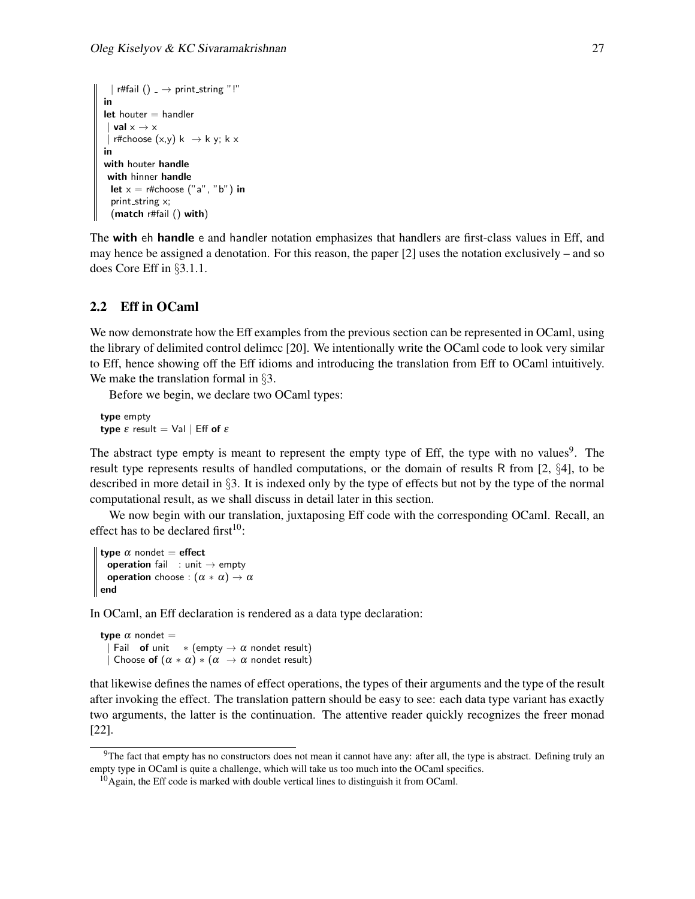```
  | r#fail () _ → print_string "!"
in
let houter = handler
  | val x → x
  | r#choose (x,y) k  → k y; k x
in
with houter handle
 with hinner handle
  let x = r#choose ("a", "b") in
  print_string x;
  (match r#fail () with)
```

The **with** eh **handle** e and handler notation emphasizes that handlers are first-class values in Eff, and may hence be assigned a denotation. For this reason, the paper [2] uses the notation exclusively – and so does Core Eff in §3.1.1.

## 2.2 Eff in OCaml

We now demonstrate how the Eff examples from the previous section can be represented in OCaml, using the library of delimited control delimcc [20]. We intentionally write the OCaml code to look very similar to Eff, hence showing off the Eff idioms and introducing the translation from Eff to OCaml intuitively. We make the translation formal in §3.

Before we begin, we declare two OCaml types:

```
type empty
type ε result = Val | Eff of ε
```

The abstract type empty is meant to represent the empty type of Eff, the type with no values[9]. The result type represents results of handled computations, or the domain of results R from [2, §4], to be described in more detail in §3. It is indexed only by the type of effects but not by the type of the normal computational result, as we shall discuss in detail later in this section.

We now begin with our translation, juxtaposing Eff code with the corresponding OCaml. Recall, an effect has to be declared first[10]:

```
type α nondet = effect
  operation fail   : unit → empty
  operation choose : (α ∗ α) → α
end
```

In OCaml, an Eff declaration is rendered as a data type declaration:

```
type α nondet =
  | Fail   of unit    ∗ (empty → α nondet result)
  | Choose of (α ∗ α) ∗ (α  → α nondet result)
```

that likewise defines the names of effect operations, the types of their arguments and the type of the result after invoking the effect. The translation pattern should be easy to see: each data type variant has exactly two arguments, the latter is the continuation. The attentive reader quickly recognizes the freer monad [22].

[9] The fact that empty has no constructors does not mean it cannot have any: after all, the type is abstract. Defining truly an empty type in OCaml is quite a challenge, which will take us too much into the OCaml specifics.

[10] Again, the Eff code is marked with double vertical lines to distinguish it from OCaml.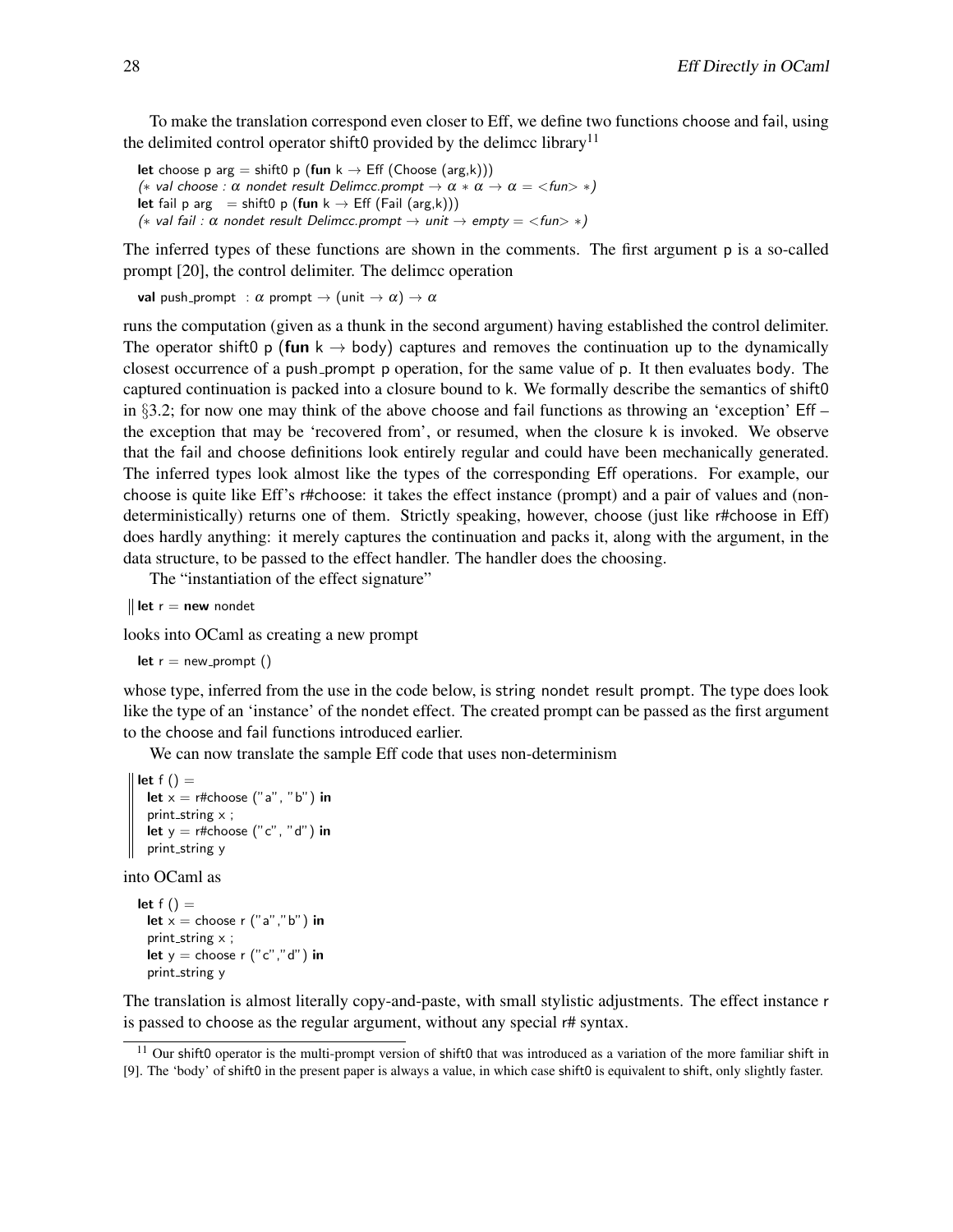To make the translation correspond even closer to Eff, we define two functions choose and fail, using the delimited control operator shift0 provided by the delimcc library[11]

```
let choose p arg = shift0 p (fun k → Eff (Choose (arg,k)))
(* val choose : α nondet result Delimcc.prompt → α * α → α = <fun> *)
let fail p arg   = shift0 p (fun k → Eff (Fail (arg,k)))
(* val fail : α nondet result Delimcc.prompt → unit → empty = <fun> *)
```

The inferred types of these functions are shown in the comments. The first argument p is a so-called prompt [20], the control delimiter. The delimcc operation

```
val push_prompt  : α prompt → (unit → α) → α
```

runs the computation (given as a thunk in the second argument) having established the control delimiter. The operator shift0 p (**fun** k → body) captures and removes the continuation up to the dynamically closest occurrence of a push_prompt p operation, for the same value of p. It then evaluates body. The captured continuation is packed into a closure bound to k. We formally describe the semantics of shift0 in §3.2; for now one may think of the above choose and fail functions as throwing an 'exception' Eff – the exception that may be 'recovered from', or resumed, when the closure k is invoked. We observe that the fail and choose definitions look entirely regular and could have been mechanically generated. The inferred types look almost like the types of the corresponding Eff operations. For example, our choose is quite like Eff's r#choose: it takes the effect instance (prompt) and a pair of values and (non-deterministically) returns one of them. Strictly speaking, however, choose (just like r#choose in Eff) does hardly anything: it merely captures the continuation and packs it, along with the argument, in the data structure, to be passed to the effect handler. The handler does the choosing.

The "instantiation of the effect signature"

```
let r = new nondet
```

looks into OCaml as creating a new prompt

```
let r = new_prompt ()
```

whose type, inferred from the use in the code below, is string nondet result prompt. The type does look like the type of an 'instance' of the nondet effect. The created prompt can be passed as the first argument to the choose and fail functions introduced earlier.

We can now translate the sample Eff code that uses non-determinism

```
let f () =
  let x = r#choose ("a", "b") in
  print_string x ;
  let y = r#choose ("c", "d") in
  print_string y
```

into OCaml as

```
let f () =
  let x = choose r ("a","b") in
  print_string x ;
  let y = choose r ("c","d") in
  print_string y
```

The translation is almost literally copy-and-paste, with small stylistic adjustments. The effect instance r is passed to choose as the regular argument, without any special r# syntax.

[11] Our shift0 operator is the multi-prompt version of shift0 that was introduced as a variation of the more familiar shift in [9]. The 'body' of shift0 in the present paper is always a value, in which case shift0 is equivalent to shift, only slightly faster.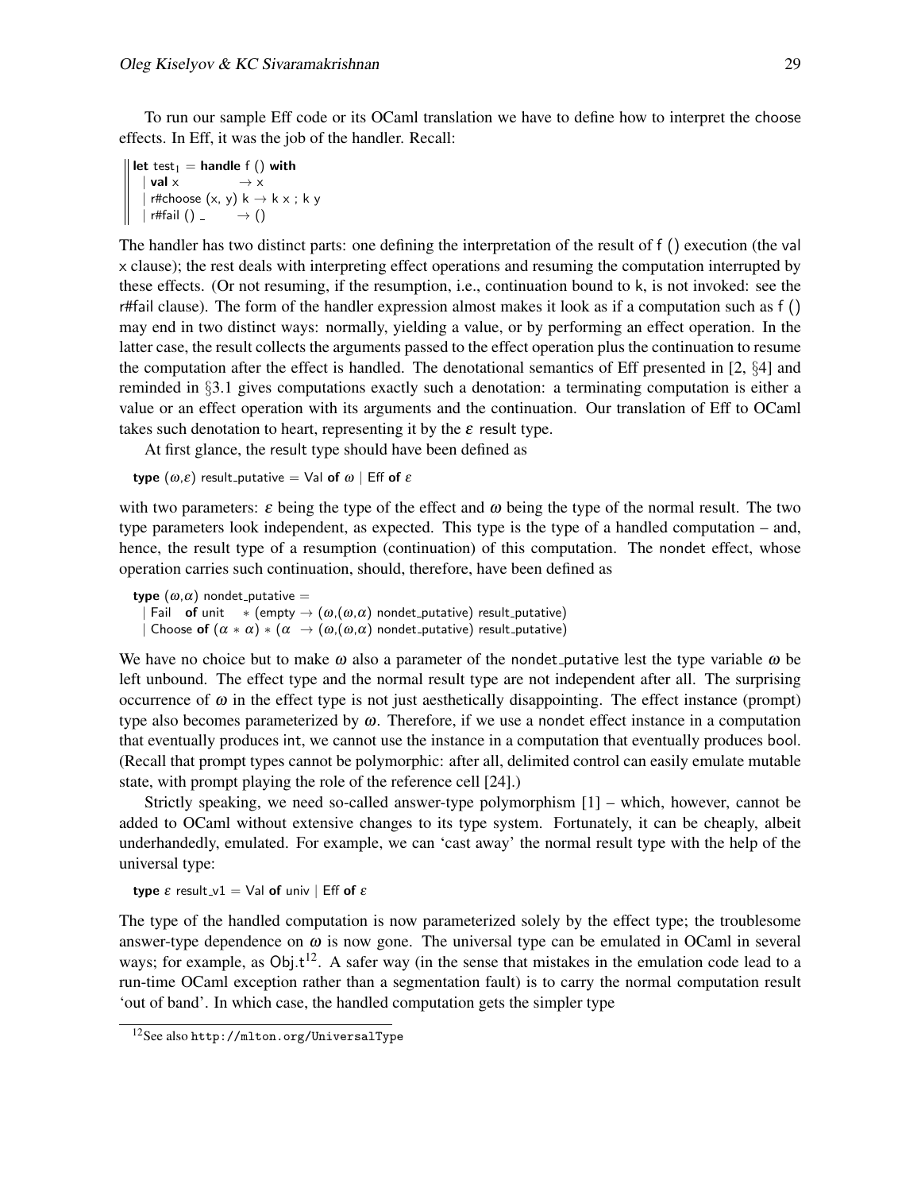To run our sample Eff code or its OCaml translation we have to define how to interpret the choose effects. In Eff, it was the job of the handler. Recall:

```
let test1 = handle f () with
  | val x              → x
  | r#choose (x, y) k → k x ; k y
  | r#fail () _        → ()
```

The handler has two distinct parts: one defining the interpretation of the result of f () execution (the val x clause); the rest deals with interpreting effect operations and resuming the computation interrupted by these effects. (Or not resuming, if the resumption, i.e., continuation bound to k, is not invoked: see the r#fail clause). The form of the handler expression almost makes it look as if a computation such as f () may end in two distinct ways: normally, yielding a value, or by performing an effect operation. In the latter case, the result collects the arguments passed to the effect operation plus the continuation to resume the computation after the effect is handled. The denotational semantics of Eff presented in [2, §4] and reminded in §3.1 gives computations exactly such a denotation: a terminating computation is either a value or an effect operation with its arguments and the continuation. Our translation of Eff to OCaml takes such denotation to heart, representing it by the $\varepsilon$ result type.

At first glance, the result type should have been defined as

```
type (ω,ε) result_putative = Val of ω | Eff of ε
```

with two parameters: $\varepsilon$ being the type of the effect and $\omega$ being the type of the normal result. The two type parameters look independent, as expected. This type is the type of a handled computation – and, hence, the result type of a resumption (continuation) of this computation. The nondet effect, whose operation carries such continuation, should, therefore, have been defined as

```
type (ω,α) nondet_putative =
  | Fail   of unit    * (empty → (ω,(ω,α) nondet_putative) result_putative)
  | Choose of (α * α) * (α  → (ω,(ω,α) nondet_putative) result_putative)
```

We have no choice but to make $\omega$ also a parameter of the nondet_putative lest the type variable $\omega$ be left unbound. The effect type and the normal result type are not independent after all. The surprising occurrence of $\omega$ in the effect type is not just aesthetically disappointing. The effect instance (prompt) type also becomes parameterized by $\omega$. Therefore, if we use a nondet effect instance in a computation that eventually produces int, we cannot use the instance in a computation that eventually produces bool. (Recall that prompt types cannot be polymorphic: after all, delimited control can easily emulate mutable state, with prompt playing the role of the reference cell [24].)

Strictly speaking, we need so-called answer-type polymorphism [1] – which, however, cannot be added to OCaml without extensive changes to its type system. Fortunately, it can be cheaply, albeit underhandedly, emulated. For example, we can 'cast away' the normal result type with the help of the universal type:

```
type ε result_v1 = Val of univ | Eff of ε
```

The type of the handled computation is now parameterized solely by the effect type; the troublesome answer-type dependence on $\omega$ is now gone. The universal type can be emulated in OCaml in several ways; for example, as Obj.t[12]. A safer way (in the sense that mistakes in the emulation code lead to a run-time OCaml exception rather than a segmentation fault) is to carry the normal computation result 'out of band'. In which case, the handled computation gets the simpler type

[12] See also `http://mlton.org/UniversalType`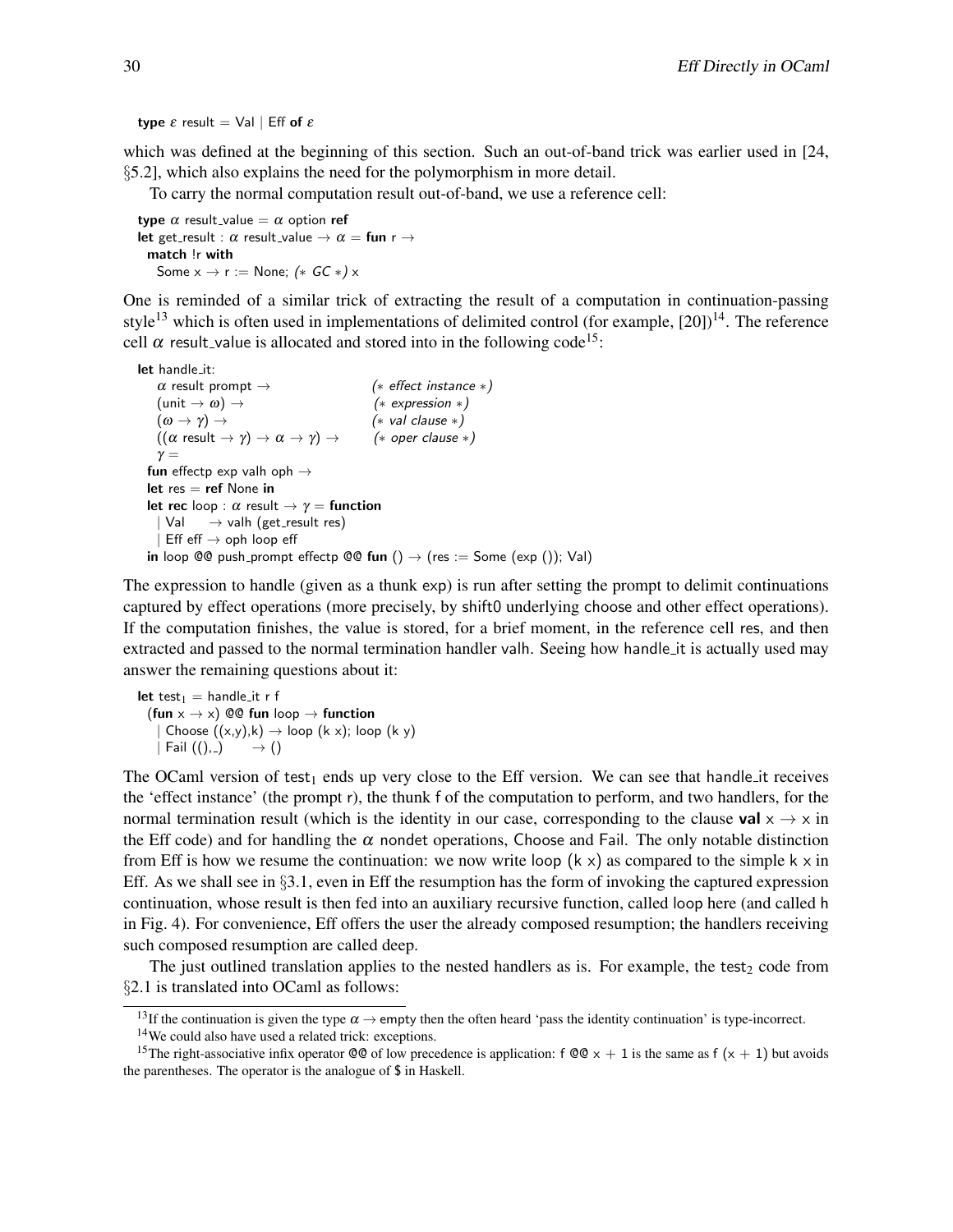```
type ε result = Val | Eff of ε
```

which was defined at the beginning of this section. Such an out-of-band trick was earlier used in [24, §5.2], which also explains the need for the polymorphism in more detail.

To carry the normal computation result out-of-band, we use a reference cell:

```
type α result_value = α option ref
let get_result : α result_value → α = fun r →
  match !r with
    Some x → r := None; (* GC *) x
```

One is reminded of a similar trick of extracting the result of a computation in continuation-passing style[13] which is often used in implementations of delimited control (for example, [20])[14]. The reference cell $\alpha$ result_value is allocated and stored into in the following code[15]:

```
let handle_it:
    α result prompt →                    (* effect instance *)
    (unit → ω) →                         (* expression *)
    (ω → γ) →                            (* val clause *)
    ((α result → γ) → α → γ) →           (* oper clause *)
    γ =
  fun effectp exp valh oph →
  let res = ref None in
  let rec loop : α result → γ = function
    | Val     → valh (get_result res)
    | Eff eff → oph loop eff
  in loop @@ push_prompt effectp @@ fun () → (res := Some (exp ()); Val)
```

The expression to handle (given as a thunk exp) is run after setting the prompt to delimit continuations captured by effect operations (more precisely, by shift0 underlying choose and other effect operations). If the computation finishes, the value is stored, for a brief moment, in the reference cell res, and then extracted and passed to the normal termination handler valh. Seeing how handle_it is actually used may answer the remaining questions about it:

```
let test1 = handle_it r f
  (fun x → x) @@ fun loop → function
    | Choose ((x,y),k) → loop (k x); loop (k y)
    | Fail ((),_)      → ()
```

The OCaml version of $\text{test}_1$ ends up very close to the Eff version. We can see that handle_it receives the 'effect instance' (the prompt r), the thunk f of the computation to perform, and two handlers, for the normal termination result (which is the identity in our case, corresponding to the clause **val** x → x in the Eff code) and for handling the $\alpha$ nondet operations, Choose and Fail. The only notable distinction from Eff is how we resume the continuation: we now write loop (k x) as compared to the simple k x in Eff. As we shall see in §3.1, even in Eff the resumption has the form of invoking the captured expression continuation, whose result is then fed into an auxiliary recursive function, called loop here (and called h in Fig. 4). For convenience, Eff offers the user the already composed resumption; the handlers receiving such composed resumption are called deep.

The just outlined translation applies to the nested handlers as is. For example, the $\text{test}_2$ code from §2.1 is translated into OCaml as follows:

---

[13] If the continuation is given the type $\alpha \to$ empty then the often heard 'pass the identity continuation' is type-incorrect.

[14] We could also have used a related trick: exceptions.

[15] The right-associative infix operator @@ of low precedence is application: f @@ x + 1 is the same as f (x + 1) but avoids the parentheses. The operator is the analogue of $ in Haskell.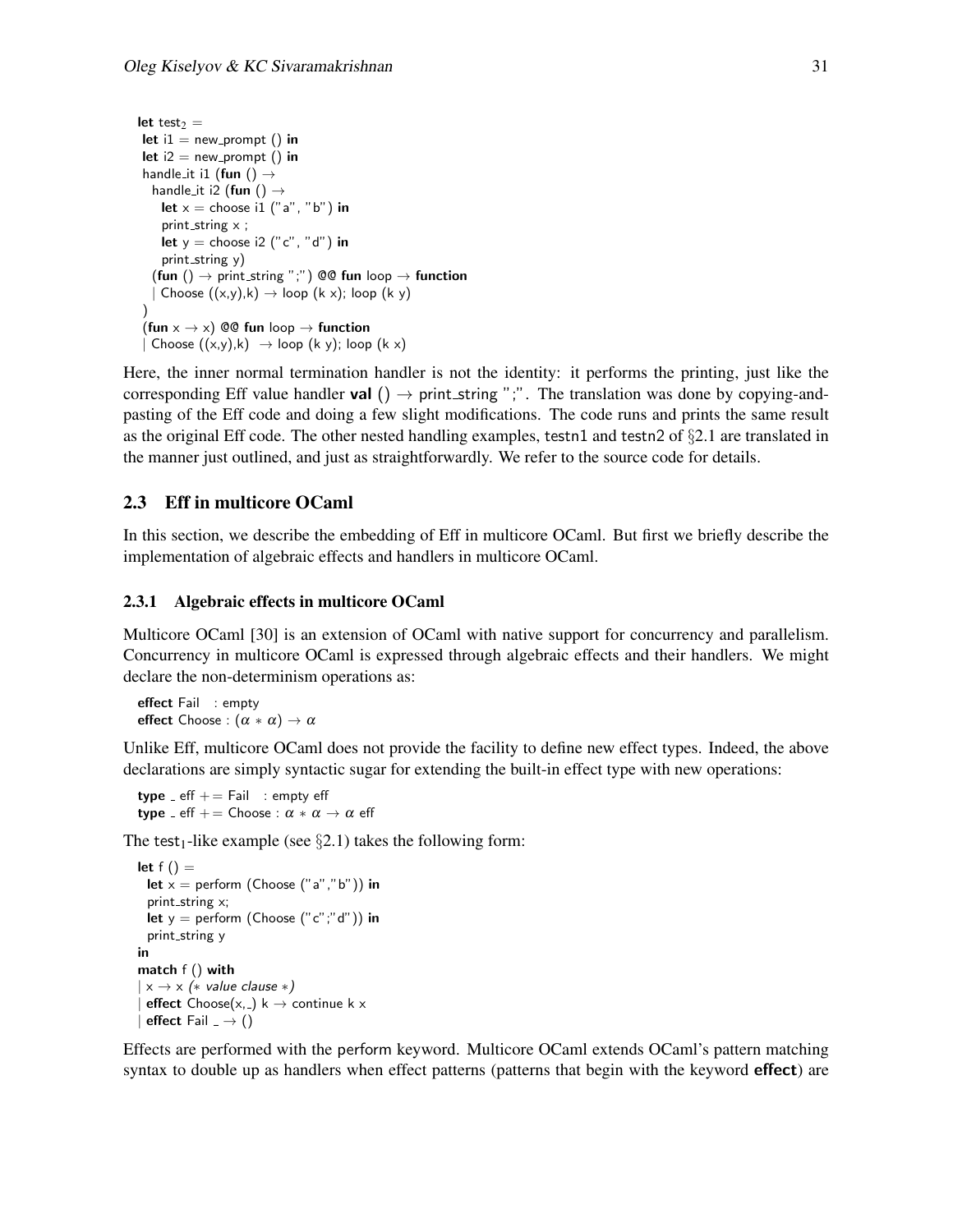```
let test2 =
 let i1 = new_prompt () in
 let i2 = new_prompt () in
 handle_it i1 (fun () →
   handle_it i2 (fun () →
     let x = choose i1 ("a", "b") in
     print_string x ;
     let y = choose i2 ("c", "d") in
     print_string y)
   (fun () → print_string ";") @@ fun loop → function
   | Choose ((x,y),k) → loop (k x); loop (k y)
 )
 (fun x → x) @@ fun loop → function
 | Choose ((x,y),k)  → loop (k y); loop (k x)
```

Here, the inner normal termination handler is not the identity: it performs the printing, just like the corresponding Eff value handler **val** () → print_string ";". The translation was done by copying-and-pasting of the Eff code and doing a few slight modifications. The code runs and prints the same result as the original Eff code. The other nested handling examples, testn1 and testn2 of §2.1 are translated in the manner just outlined, and just as straightforwardly. We refer to the source code for details.

## 2.3 Eff in multicore OCaml

In this section, we describe the embedding of Eff in multicore OCaml. But first we briefly describe the implementation of algebraic effects and handlers in multicore OCaml.

### 2.3.1 Algebraic effects in multicore OCaml

Multicore OCaml [30] is an extension of OCaml with native support for concurrency and parallelism. Concurrency in multicore OCaml is expressed through algebraic effects and their handlers. We might declare the non-determinism operations as:

```
effect Fail   : empty
effect Choose : (α * α) → α
```

Unlike Eff, multicore OCaml does not provide the facility to define new effect types. Indeed, the above declarations are simply syntactic sugar for extending the built-in effect type with new operations:

```
type _ eff += Fail   : empty eff
type _ eff += Choose : α * α → α eff
```

The $\text{test}_1$-like example (see §2.1) takes the following form:

```
let f () =
  let x = perform (Choose ("a","b")) in
  print_string x;
  let y = perform (Choose ("c";"d")) in
  print_string y
in
match f () with
| x → x (* value clause *)
| effect Choose(x,_) k → continue k x
| effect Fail _ → ()
```

Effects are performed with the perform keyword. Multicore OCaml extends OCaml's pattern matching syntax to double up as handlers when effect patterns (patterns that begin with the keyword **effect**) are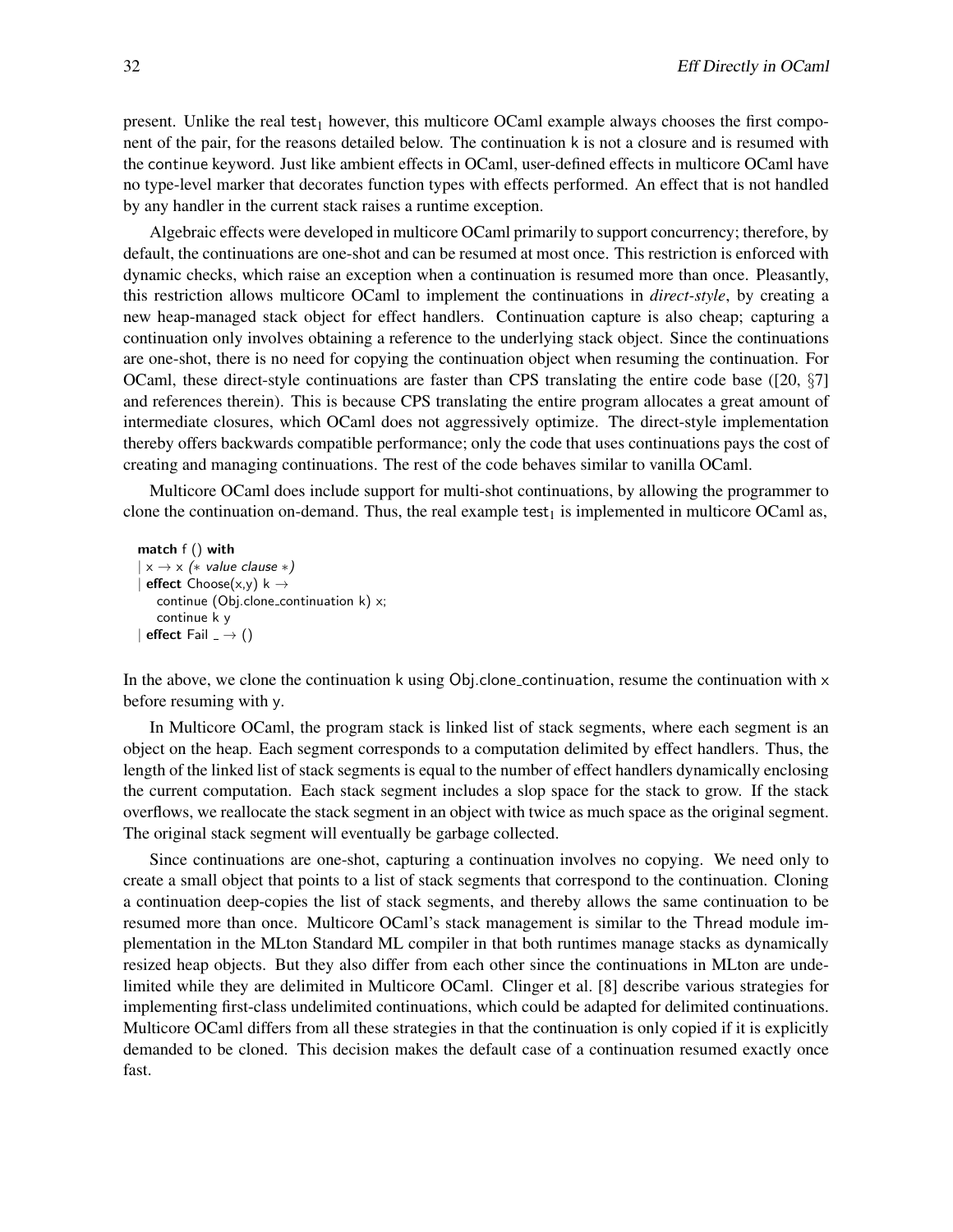present. Unlike the real $\mathsf{test}_1$ however, this multicore OCaml example always chooses the first component of the pair, for the reasons detailed below. The continuation k is not a closure and is resumed with the continue keyword. Just like ambient effects in OCaml, user-defined effects in multicore OCaml have no type-level marker that decorates function types with effects performed. An effect that is not handled by any handler in the current stack raises a runtime exception.

Algebraic effects were developed in multicore OCaml primarily to support concurrency; therefore, by default, the continuations are one-shot and can be resumed at most once. This restriction is enforced with dynamic checks, which raise an exception when a continuation is resumed more than once. Pleasantly, this restriction allows multicore OCaml to implement the continuations in *direct-style*, by creating a new heap-managed stack object for effect handlers. Continuation capture is also cheap; capturing a continuation only involves obtaining a reference to the underlying stack object. Since the continuations are one-shot, there is no need for copying the continuation object when resuming the continuation. For OCaml, these direct-style continuations are faster than CPS translating the entire code base ([20, §7] and references therein). This is because CPS translating the entire program allocates a great amount of intermediate closures, which OCaml does not aggressively optimize. The direct-style implementation thereby offers backwards compatible performance; only the code that uses continuations pays the cost of creating and managing continuations. The rest of the code behaves similar to vanilla OCaml.

Multicore OCaml does include support for multi-shot continuations, by allowing the programmer to clone the continuation on-demand. Thus, the real example $\mathsf{test}_1$ is implemented in multicore OCaml as,

```
match f () with
| x → x (* value clause *)
| effect Choose(x,y) k →
    continue (Obj.clone_continuation k) x;
    continue k y
| effect Fail _ → ()
```

In the above, we clone the continuation k using Obj.clone_continuation, resume the continuation with x before resuming with y.

In Multicore OCaml, the program stack is linked list of stack segments, where each segment is an object on the heap. Each segment corresponds to a computation delimited by effect handlers. Thus, the length of the linked list of stack segments is equal to the number of effect handlers dynamically enclosing the current computation. Each stack segment includes a slop space for the stack to grow. If the stack overflows, we reallocate the stack segment in an object with twice as much space as the original segment. The original stack segment will eventually be garbage collected.

Since continuations are one-shot, capturing a continuation involves no copying. We need only to create a small object that points to a list of stack segments that correspond to the continuation. Cloning a continuation deep-copies the list of stack segments, and thereby allows the same continuation to be resumed more than once. Multicore OCaml's stack management is similar to the Thread module implementation in the MLton Standard ML compiler in that both runtimes manage stacks as dynamically resized heap objects. But they also differ from each other since the continuations in MLton are undelimited while they are delimited in Multicore OCaml. Clinger et al. [8] describe various strategies for implementing first-class undelimited continuations, which could be adapted for delimited continuations. Multicore OCaml differs from all these strategies in that the continuation is only copied if it is explicitly demanded to be cloned. This decision makes the default case of a continuation resumed exactly once fast.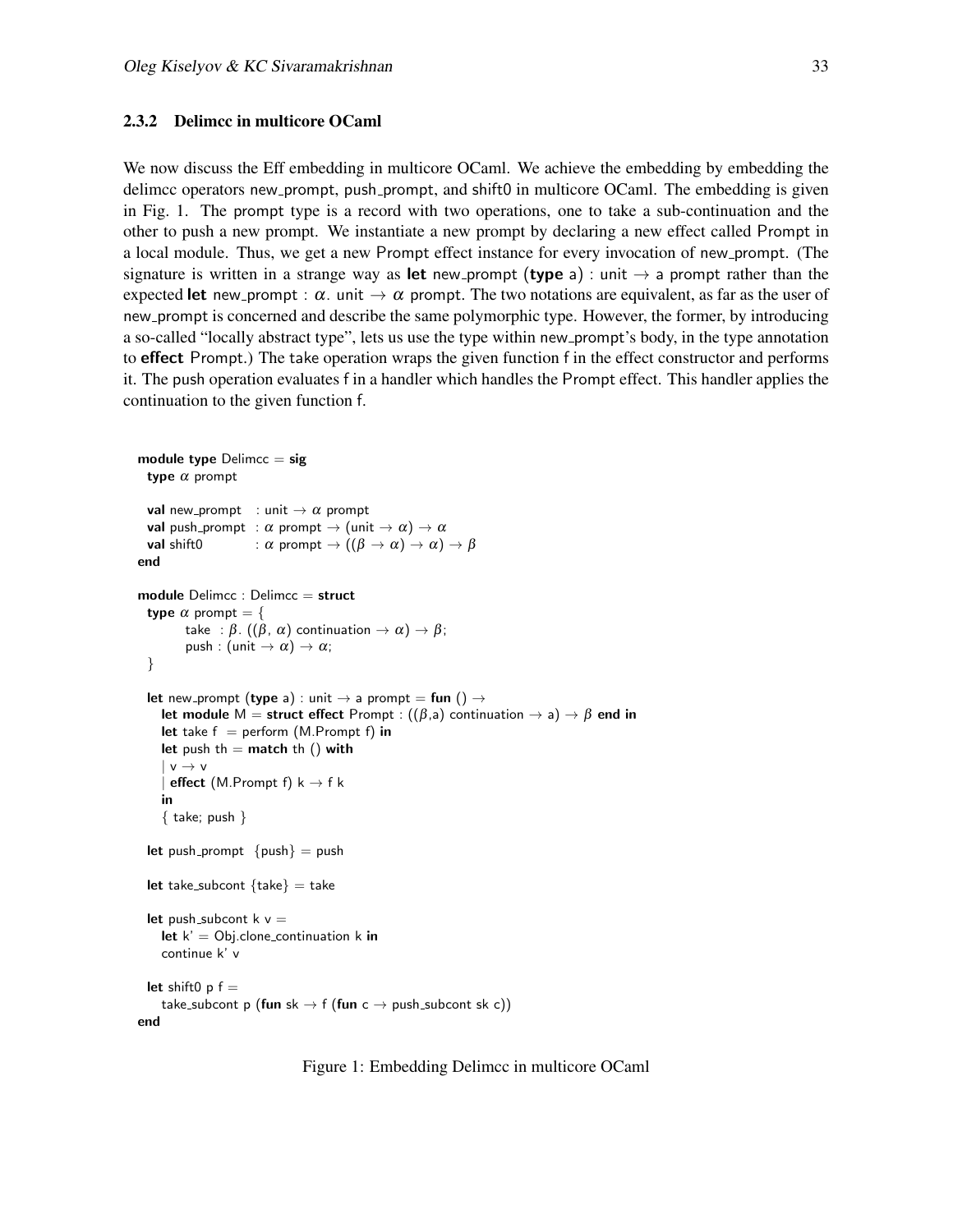### 2.3.2 Delimcc in multicore OCaml

We now discuss the Eff embedding in multicore OCaml. We achieve the embedding by embedding the delimcc operators new_prompt, push_prompt, and shift0 in multicore OCaml. The embedding is given in Fig. 1. The prompt type is a record with two operations, one to take a sub-continuation and the other to push a new prompt. We instantiate a new prompt by declaring a new effect called Prompt in a local module. Thus, we get a new Prompt effect instance for every invocation of new_prompt. (The signature is written in a strange way as **let** new_prompt (**type** a) : unit → a prompt rather than the expected **let** new_prompt : $\alpha$. unit → $\alpha$ prompt. The two notations are equivalent, as far as the user of new_prompt is concerned and describe the same polymorphic type. However, the former, by introducing a so-called "locally abstract type", lets us use the type within new_prompt's body, in the type annotation to **effect** Prompt.) The take operation wraps the given function f in the effect constructor and performs it. The push operation evaluates f in a handler which handles the Prompt effect. This handler applies the continuation to the given function f.

```
module type Delimcc = sig
  type α prompt

  val new_prompt   : unit → α prompt
  val push_prompt  : α prompt → (unit → α) → α
  val shift0       : α prompt → ((β → α) → α) → β
end

module Delimcc : Delimcc = struct
  type α prompt = {
        take  : β. ((β, α) continuation → α) → β;
        push : (unit → α) → α;
  }

  let new_prompt (type a) : unit → a prompt = fun () →
     let module M = struct effect Prompt : ((β,a) continuation → a) → β end in
     let take f  = perform (M.Prompt f) in
     let push th = match th () with
     | v → v
     | effect (M.Prompt f) k → f k
     in
     { take; push }

  let push_prompt  {push} = push

  let take_subcont {take} = take

  let push_subcont k v =
     let k' = Obj.clone_continuation k in
     continue k' v

  let shift0 p f =
     take_subcont p (fun sk → f (fun c → push_subcont sk c))
end
```

Figure 1: Embedding Delimcc in multicore OCaml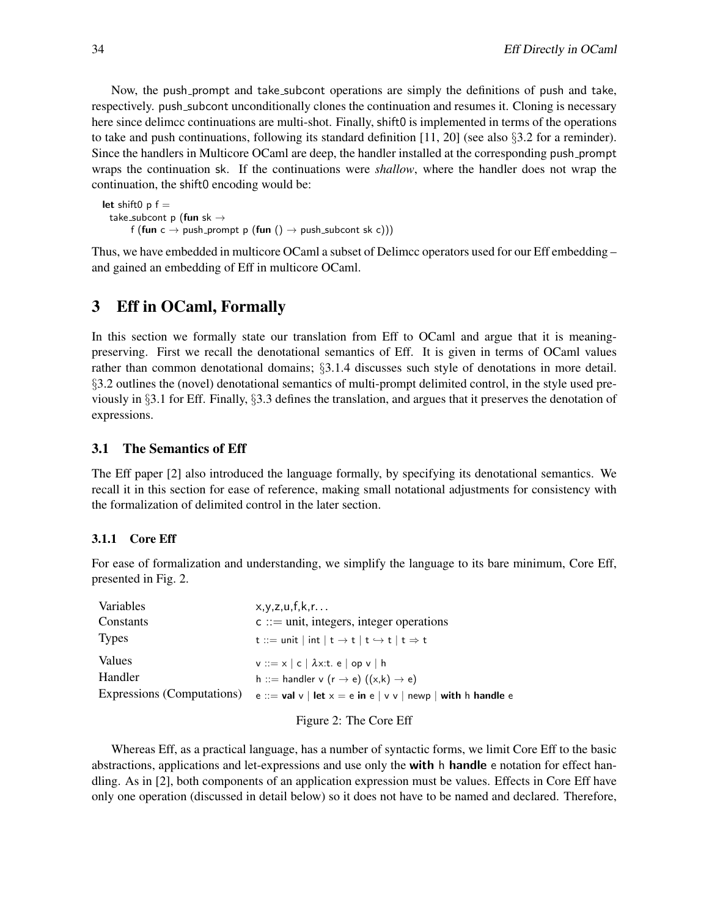Now, the push_prompt and take_subcont operations are simply the definitions of push and take, respectively. push_subcont unconditionally clones the continuation and resumes it. Cloning is necessary here since delimcc continuations are multi-shot. Finally, shift0 is implemented in terms of the operations to take and push continuations, following its standard definition [11, 20] (see also §3.2 for a reminder). Since the handlers in Multicore OCaml are deep, the handler installed at the corresponding push_prompt wraps the continuation sk. If the continuations were *shallow*, where the handler does not wrap the continuation, the shift0 encoding would be:

```
let shift0 p f =
  take_subcont p (fun sk →
      f (fun c → push_prompt p (fun () → push_subcont sk c)))
```

Thus, we have embedded in multicore OCaml a subset of Delimcc operators used for our Eff embedding – and gained an embedding of Eff in multicore OCaml.

## 3 Eff in OCaml, Formally

In this section we formally state our translation from Eff to OCaml and argue that it is meaning-preserving. First we recall the denotational semantics of Eff. It is given in terms of OCaml values rather than common denotational domains; §3.1.4 discusses such style of denotations in more detail. §3.2 outlines the (novel) denotational semantics of multi-prompt delimited control, in the style used previously in §3.1 for Eff. Finally, §3.3 defines the translation, and argues that it preserves the denotation of expressions.

### 3.1 The Semantics of Eff

The Eff paper [2] also introduced the language formally, by specifying its denotational semantics. We recall it in this section for ease of reference, making small notational adjustments for consistency with the formalization of delimited control in the later section.

#### 3.1.1 Core Eff

For ease of formalization and understanding, we simplify the language to its bare minimum, Core Eff, presented in Fig. 2.

| | |
|---|---|
| Variables | x,y,z,u,f,k,r... |
| Constants | c ::= unit, integers, integer operations |
| Types | t ::= unit \| int \| $t \to t$ \| $t \hookrightarrow t$ \| $t \Rightarrow t$ |
| Values | v ::= x \| c \| $\lambda$x:t. e \| op v \| h |
| Handler | h ::= handler v (r $\to$ e) ((x,k) $\to$ e) |
| Expressions (Computations) | e ::= **val** v \| **let** x = e **in** e \| v v \| newp \| **with** h **handle** e |

Figure 2: The Core Eff

Whereas Eff, as a practical language, has a number of syntactic forms, we limit Core Eff to the basic abstractions, applications and let-expressions and use only the **with** h **handle** e notation for effect handling. As in [2], both components of an application expression must be values. Effects in Core Eff have only one operation (discussed in detail below) so it does not have to be named and declared. Therefore,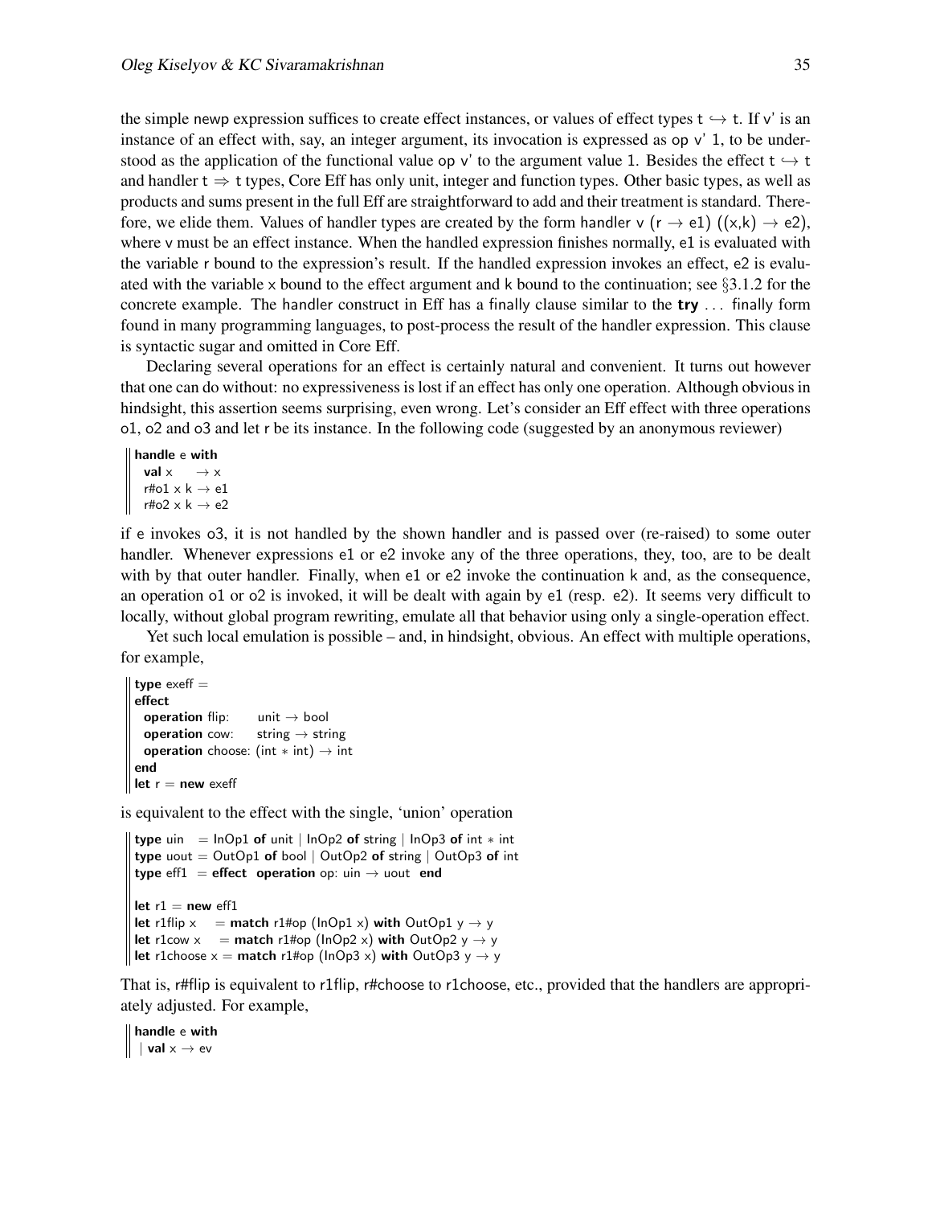the simple newp expression suffices to create effect instances, or values of effect types $t \hookrightarrow t$. If v' is an instance of an effect with, say, an integer argument, its invocation is expressed as op v' 1, to be understood as the application of the functional value op v' to the argument value 1. Besides the effect $t \hookrightarrow t$ and handler $t \Rightarrow t$ types, Core Eff has only unit, integer and function types. Other basic types, as well as products and sums present in the full Eff are straightforward to add and their treatment is standard. Therefore, we elide them. Values of handler types are created by the form handler v (r → e1) ((x,k) → e2), where v must be an effect instance. When the handled expression finishes normally, e1 is evaluated with the variable r bound to the expression's result. If the handled expression invokes an effect, e2 is evaluated with the variable x bound to the effect argument and k bound to the continuation; see §3.1.2 for the concrete example. The handler construct in Eff has a finally clause similar to the **try** ... finally form found in many programming languages, to post-process the result of the handler expression. This clause is syntactic sugar and omitted in Core Eff.

Declaring several operations for an effect is certainly natural and convenient. It turns out however that one can do without: no expressiveness is lost if an effect has only one operation. Although obvious in hindsight, this assertion seems surprising, even wrong. Let's consider an Eff effect with three operations o1, o2 and o3 and let r be its instance. In the following code (suggested by an anonymous reviewer)

```
handle e with
  val x      → x
  r#o1 x k → e1
  r#o2 x k → e2
```

if e invokes o3, it is not handled by the shown handler and is passed over (re-raised) to some outer handler. Whenever expressions e1 or e2 invoke any of the three operations, they, too, are to be dealt with by that outer handler. Finally, when e1 or e2 invoke the continuation k and, as the consequence, an operation o1 or o2 is invoked, it will be dealt with again by e1 (resp. e2). It seems very difficult to locally, without global program rewriting, emulate all that behavior using only a single-operation effect.

Yet such local emulation is possible – and, in hindsight, obvious. An effect with multiple operations, for example,

```
type exeff =
effect
  operation flip:      unit → bool
  operation cow:       string → string
  operation choose: (int * int) → int
end
let r = new exeff
```

is equivalent to the effect with the single, 'union' operation

```
type uin   = InOp1 of unit | InOp2 of string | InOp3 of int * int
type uout = OutOp1 of bool | OutOp2 of string | OutOp3 of int
type eff1  = effect  operation op: uin → uout  end

let r1 = new eff1
let r1flip x     = match r1#op (InOp1 x) with OutOp1 y → y
let r1cow x     = match r1#op (InOp2 x) with OutOp2 y → y
let r1choose x = match r1#op (InOp3 x) with OutOp3 y → y
```

That is, r#flip is equivalent to r1flip, r#choose to r1choose, etc., provided that the handlers are appropriately adjusted. For example,

```
handle e with
 | val x → ev
```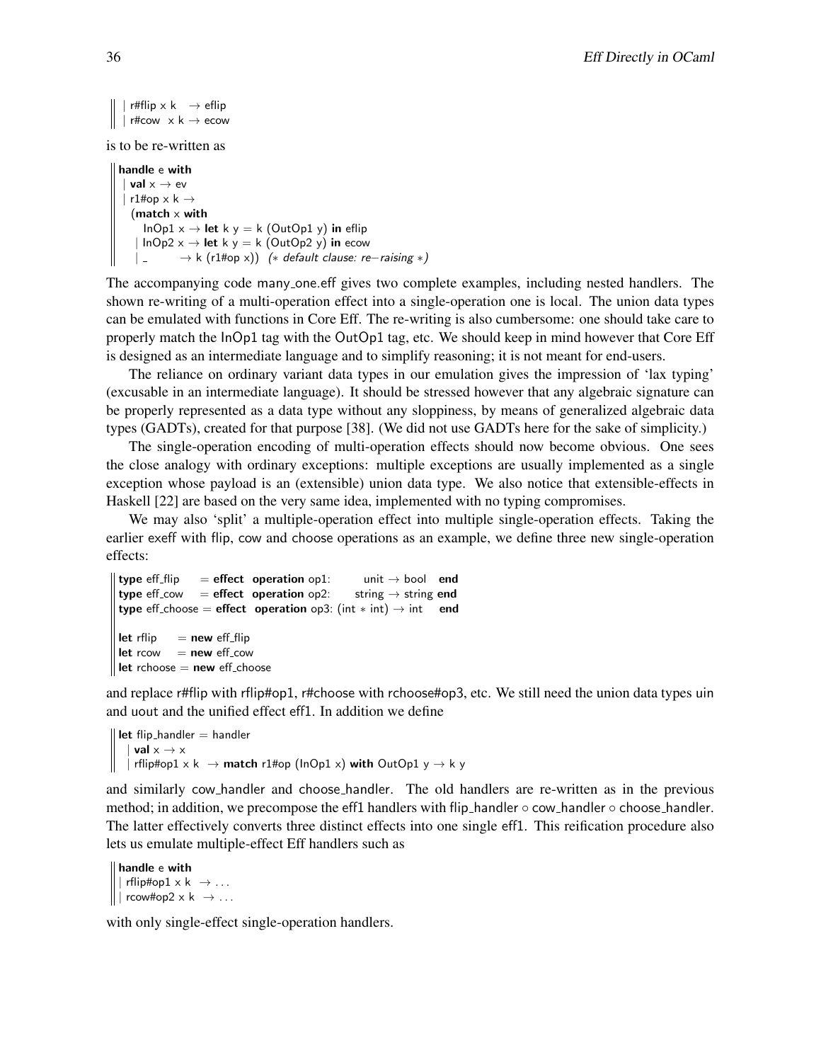```
| r#flip x k   → eflip
| r#cow  x k → ecow
```

is to be re-written as

```
handle e with
| val x → ev
| r1#op x k →
  (match x with
     InOp1 x → let k y = k (OutOp1 y) in eflip
   | InOp2 x → let k y = k (OutOp2 y) in ecow
   | _       → k (r1#op x))  (* default clause: re−raising *)
```

The accompanying code many_one.eff gives two complete examples, including nested handlers. The shown re-writing of a multi-operation effect into a single-operation one is local. The union data types can be emulated with functions in Core Eff. The re-writing is also cumbersome: one should take care to properly match the InOp1 tag with the OutOp1 tag, etc. We should keep in mind however that Core Eff is designed as an intermediate language and to simplify reasoning; it is not meant for end-users.

The reliance on ordinary variant data types in our emulation gives the impression of 'lax typing' (excusable in an intermediate language). It should be stressed however that any algebraic signature can be properly represented as a data type without any sloppiness, by means of generalized algebraic data types (GADTs), created for that purpose [38]. (We did not use GADTs here for the sake of simplicity.)

The single-operation encoding of multi-operation effects should now become obvious. One sees the close analogy with ordinary exceptions: multiple exceptions are usually implemented as a single exception whose payload is an (extensible) union data type. We also notice that extensible-effects in Haskell [22] are based on the very same idea, implemented with no typing compromises.

We may also 'split' a multiple-operation effect into multiple single-operation effects. Taking the earlier exeff with flip, cow and choose operations as an example, we define three new single-operation effects:

```
type eff_flip   = effect operation op1:       unit → bool   end
type eff_cow    = effect operation op2:     string → string end
type eff_choose = effect operation op3: (int * int) → int   end

let rflip   = new eff_flip
let rcow    = new eff_cow
let rchoose = new eff_choose
```

and replace r#flip with rflip#op1, r#choose with rchoose#op3, etc. We still need the union data types uin and uout and the unified effect eff1. In addition we define

```
let flip_handler = handler
  | val x → x
  | rflip#op1 x k  → match r1#op (InOp1 x) with OutOp1 y → k y
```

and similarly cow_handler and choose_handler. The old handlers are re-written as in the previous method; in addition, we precompose the eff1 handlers with flip_handler ∘ cow_handler ∘ choose_handler. The latter effectively converts three distinct effects into one single eff1. This reification procedure also lets us emulate multiple-effect Eff handlers such as

```
handle e with
| rflip#op1 x k  → ...
| rcow#op2 x k  → ...
```

with only single-effect single-operation handlers.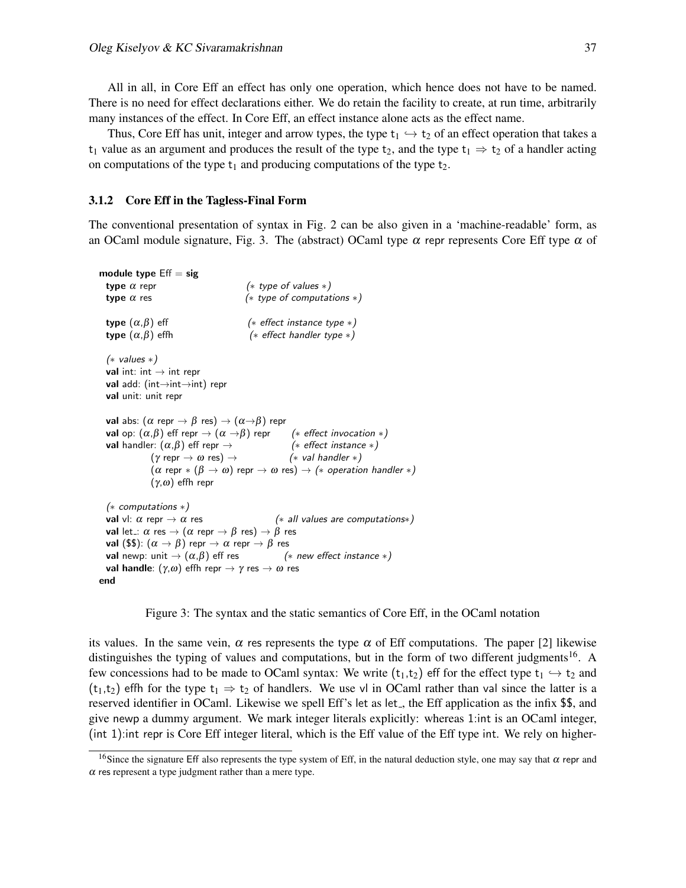All in all, in Core Eff an effect has only one operation, which hence does not have to be named. There is no need for effect declarations either. We do retain the facility to create, at run time, arbitrarily many instances of the effect. In Core Eff, an effect instance alone acts as the effect name.

Thus, Core Eff has unit, integer and arrow types, the type $t_1 \hookrightarrow t_2$ of an effect operation that takes a $t_1$ value as an argument and produces the result of the type $t_2$, and the type $t_1 \Rightarrow t_2$ of a handler acting on computations of the type $t_1$ and producing computations of the type $t_2$.

### 3.1.2 Core Eff in the Tagless-Final Form

The conventional presentation of syntax in Fig. 2 can be also given in a 'machine-readable' form, as an OCaml module signature, Fig. 3. The (abstract) OCaml type $\alpha$ repr represents Core Eff type $\alpha$ of

```
module type Eff = sig
  type α repr                         (* type of values *)
  type α res                          (* type of computations *)

  type (α,β) eff                      (* effect instance type *)
  type (α,β) effh                     (* effect handler type *)

  (* values *)
  val int: int → int repr
  val add: (int→int→int) repr
  val unit: unit repr

  val abs: (α repr → β res) → (α→β) repr
  val op: (α,β) eff repr → (α →β) repr       (* effect invocation *)
  val handler: (α,β) eff repr →               (* effect instance *)
            (γ repr → ω res) →                (* val handler *)
            (α repr * (β → ω) repr → ω res) → (* operation handler *)
            (γ,ω) effh repr

  (* computations *)
  val vl: α repr → α res                      (* all values are computations*)
  val let_: α res → (α repr → β res) → β res
  val ($$): (α → β) repr → α repr → β res
  val newp: unit → (α,β) eff res              (* new effect instance *)
  val handle: (γ,ω) effh repr → γ res → ω res
end
```

Figure 3: The syntax and the static semantics of Core Eff, in the OCaml notation

its values. In the same vein, $\alpha$ res represents the type $\alpha$ of Eff computations. The paper [2] likewise distinguishes the typing of values and computations, but in the form of two different judgments[16]. A few concessions had to be made to OCaml syntax: We write $(t_1,t_2)$ eff for the effect type $t_1 \hookrightarrow t_2$ and $(t_1,t_2)$ effh for the type $t_1 \Rightarrow t_2$ of handlers. We use vl in OCaml rather than val since the latter is a reserved identifier in OCaml. Likewise we spell Eff's let as let_, the Eff application as the infix $$, and give newp a dummy argument. We mark integer literals explicitly: whereas 1:int is an OCaml integer, (int 1):int repr is Core Eff integer literal, which is the Eff value of the Eff type int. We rely on higher-

[16] Since the signature Eff also represents the type system of Eff, in the natural deduction style, one may say that $\alpha$ repr and $\alpha$ res represent a type judgment rather than a mere type.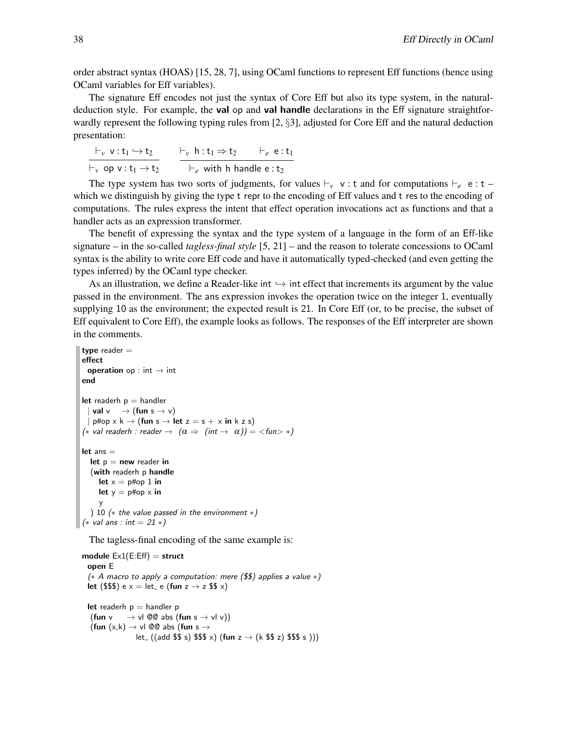order abstract syntax (HOAS) [15, 28, 7], using OCaml functions to represent Eff functions (hence using OCaml variables for Eff variables).

The signature Eff encodes not just the syntax of Core Eff but also its type system, in the natural-deduction style. For example, the **val** op and **val handle** declarations in the Eff signature straightforwardly represent the following typing rules from [2, §3], adjusted for Core Eff and the natural deduction presentation:

$$\frac{\vdash_v \ \mathsf{v} : \mathsf{t}_1 \hookrightarrow \mathsf{t}_2}{\vdash_v \ \mathsf{op}\ \mathsf{v} : \mathsf{t}_1 \to \mathsf{t}_2} \qquad \frac{\vdash_v \ \mathsf{h} : \mathsf{t}_1 \Rightarrow \mathsf{t}_2 \qquad \vdash_e \ \mathsf{e} : \mathsf{t}_1}{\vdash_e \ \mathsf{with}\ \mathsf{h}\ \mathsf{handle}\ \mathsf{e} : \mathsf{t}_2}$$

The type system has two sorts of judgments, for values $\vdash_v$ v : t and for computations $\vdash_e$ e : t – which we distinguish by giving the type t repr to the encoding of Eff values and t res to the encoding of computations. The rules express the intent that effect operation invocations act as functions and that a handler acts as an expression transformer.

The benefit of expressing the syntax and the type system of a language in the form of an Eff-like signature – in the so-called *tagless-final style* [5, 21] – and the reason to tolerate concessions to OCaml syntax is the ability to write core Eff code and have it automatically typed-checked (and even getting the types inferred) by the OCaml type checker.

As an illustration, we define a Reader-like int $\hookrightarrow$ int effect that increments its argument by the value passed in the environment. The ans expression invokes the operation twice on the integer 1, eventually supplying 10 as the environment; the expected result is 21. In Core Eff (or, to be precise, the subset of Eff equivalent to Core Eff), the example looks as follows. The responses of the Eff interpreter are shown in the comments.

```
type reader =
effect
  operation op : int → int
end

let readerh p = handler
  | val v    → (fun s → v)
  | p#op x k → (fun s → let z = s + x in k z s)
(* val readerh : reader → (α ⇒ (int → α)) = <fun> *)

let ans =
   let p = new reader in
   (with readerh p handle
      let x = p#op 1 in
      let y = p#op x in
      y
   ) 10 (* the value passed in the environment *)
(* val ans : int = 21 *)
```

The tagless-final encoding of the same example is:

```
module Ex1(E:Eff) = struct
  open E
  (* A macro to apply a computation: mere ($$) applies a value *)
  let ($$$) e x = let_ e (fun z → z $$ x)

  let readerh p = handler p
   (fun v     → vl @@ abs (fun s → vl v))
   (fun (x,k) → vl @@ abs (fun s →
                 let_ ((add $$ s) $$$ x) (fun z → (k $$ z) $$$ s )))
```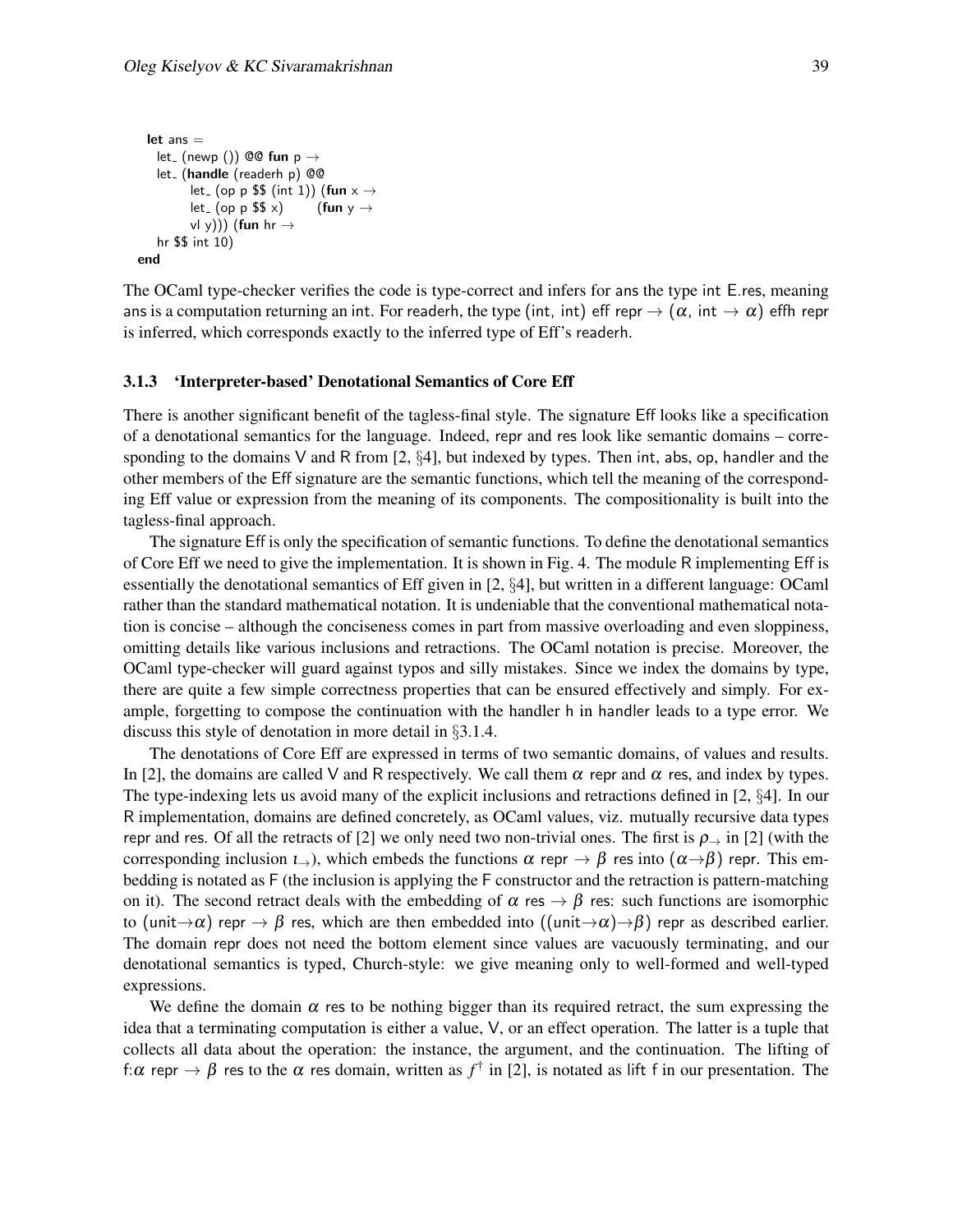```
let ans =
  let_ (newp ()) @@ fun p →
  let_ (handle (readerh p) @@
        let_ (op p $$ (int 1)) (fun x →
        let_ (op p $$ x)       (fun y →
        vl y))) (fun hr →
  hr $$ int 10)
end
```

The OCaml type-checker verifies the code is type-correct and infers for ans the type int E.res, meaning ans is a computation returning an int. For readerh, the type (int, int) eff repr → ($\alpha$, int → $\alpha$) effh repr is inferred, which corresponds exactly to the inferred type of Eff's readerh.

### 3.1.3 'Interpreter-based' Denotational Semantics of Core Eff

There is another significant benefit of the tagless-final style. The signature Eff looks like a specification of a denotational semantics for the language. Indeed, repr and res look like semantic domains – corresponding to the domains V and R from [2, §4], but indexed by types. Then int, abs, op, handler and the other members of the Eff signature are the semantic functions, which tell the meaning of the corresponding Eff value or expression from the meaning of its components. The compositionality is built into the tagless-final approach.

The signature Eff is only the specification of semantic functions. To define the denotational semantics of Core Eff we need to give the implementation. It is shown in Fig. 4. The module R implementing Eff is essentially the denotational semantics of Eff given in [2, §4], but written in a different language: OCaml rather than the standard mathematical notation. It is undeniable that the conventional mathematical notation is concise – although the conciseness comes in part from massive overloading and even sloppiness, omitting details like various inclusions and retractions. The OCaml notation is precise. Moreover, the OCaml type-checker will guard against typos and silly mistakes. Since we index the domains by type, there are quite a few simple correctness properties that can be ensured effectively and simply. For example, forgetting to compose the continuation with the handler h in handler leads to a type error. We discuss this style of denotation in more detail in §3.1.4.

The denotations of Core Eff are expressed in terms of two semantic domains, of values and results. In [2], the domains are called V and R respectively. We call them $\alpha$ repr and $\alpha$ res, and index by types. The type-indexing lets us avoid many of the explicit inclusions and retractions defined in [2, §4]. In our R implementation, domains are defined concretely, as OCaml values, viz. mutually recursive data types repr and res. Of all the retracts of [2] we only need two non-trivial ones. The first is $\rho_{\rightarrow}$ in [2] (with the corresponding inclusion $\iota_{\rightarrow}$), which embeds the functions $\alpha$ repr → $\beta$ res into ($\alpha \rightarrow \beta$) repr. This embedding is notated as F (the inclusion is applying the F constructor and the retraction is pattern-matching on it). The second retract deals with the embedding of $\alpha$ res → $\beta$ res: such functions are isomorphic to (unit→$\alpha$) repr → $\beta$ res, which are then embedded into ((unit→$\alpha$)→$\beta$) repr as described earlier. The domain repr does not need the bottom element since values are vacuously terminating, and our denotational semantics is typed, Church-style: we give meaning only to well-formed and well-typed expressions.

We define the domain $\alpha$ res to be nothing bigger than its required retract, the sum expressing the idea that a terminating computation is either a value, V, or an effect operation. The latter is a tuple that collects all data about the operation: the instance, the argument, and the continuation. The lifting of f:$\alpha$ repr → $\beta$ res to the $\alpha$ res domain, written as $f^{\dagger}$ in [2], is notated as lift f in our presentation. The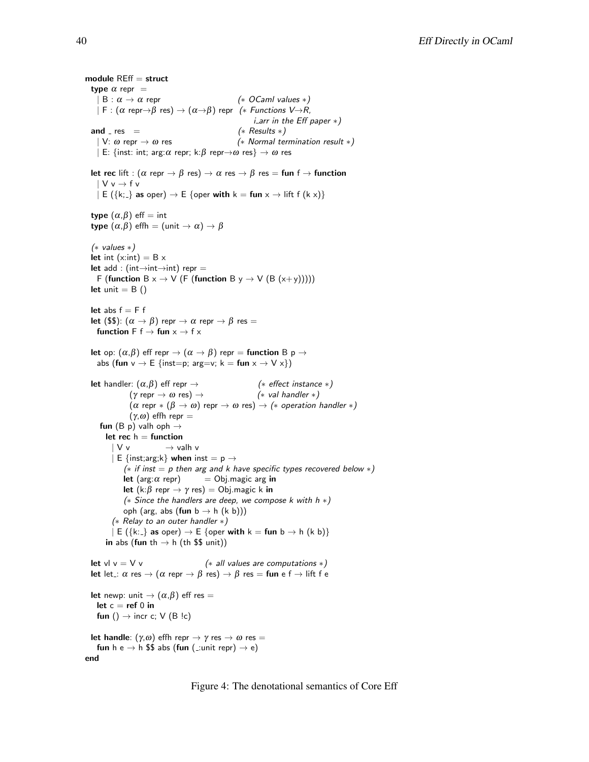```
module REff = struct
  type α repr =
    | B : α → α repr                          (* OCaml values *)
    | F : (α repr→β res) → (α→β) repr  (* Functions V→R,
                                               i_arr in the Eff paper *)
  and _ res =                                 (* Results *)
    | V: ω repr → ω res                        (* Normal termination result *)
    | E: {inst: int; arg:α repr; k:β repr→ω res} → ω res

  let rec lift : (α repr → β res) → α res → β res = fun f → function
    | V v → f v
    | E ({k;_} as oper) → E {oper with k = fun x → lift f (k x)}

  type (α,β) eff = int
  type (α,β) effh = (unit → α) → β

  (* values *)
  let int (x:int) = B x
  let add : (int→int→int) repr =
    F (function B x → V (F (function B y → V (B (x+y)))))
  let unit = B ()

  let abs f = F f
  let ($$): (α → β) repr → α repr → β res =
    function F f → fun x → f x

  let op: (α,β) eff repr → (α → β) repr = function B p →
    abs (fun v → E {inst=p; arg=v; k = fun x → V x})

  let handler: (α,β) eff repr →                       (* effect instance *)
               (γ repr → ω res) →                     (* val handler *)
               (α repr * (β → ω) repr → ω res) → (* operation handler *)
               (γ,ω) effh repr =
    fun (B p) valh oph →
      let rec h = function
        | V v            → valh v
        | E {inst;arg;k} when inst = p →
            (* if inst = p then arg and k have specific types recovered below *)
            let (arg:α repr)        = Obj.magic arg in
            let (k:β repr → γ res) = Obj.magic k in
            (* Since the handlers are deep, we compose k with h *)
            oph (arg, abs (fun b → h (k b)))
        (* Relay to an outer handler *)
        | E ({k;_} as oper) → E {oper with k = fun b → h (k b)}
      in abs (fun th → h (th $$ unit))

  let vl v = V v                    (* all values are computations *)
  let let_: α res → (α repr → β res) → β res = fun e f → lift f e

  let newp: unit → (α,β) eff res =
    let c = ref 0 in
    fun () → incr c; V (B !c)

  let handle: (γ,ω) effh repr → γ res → ω res =
    fun h e → h $$ abs (fun (_:unit repr) → e)
end
```

Figure 4: The denotational semantics of Core Eff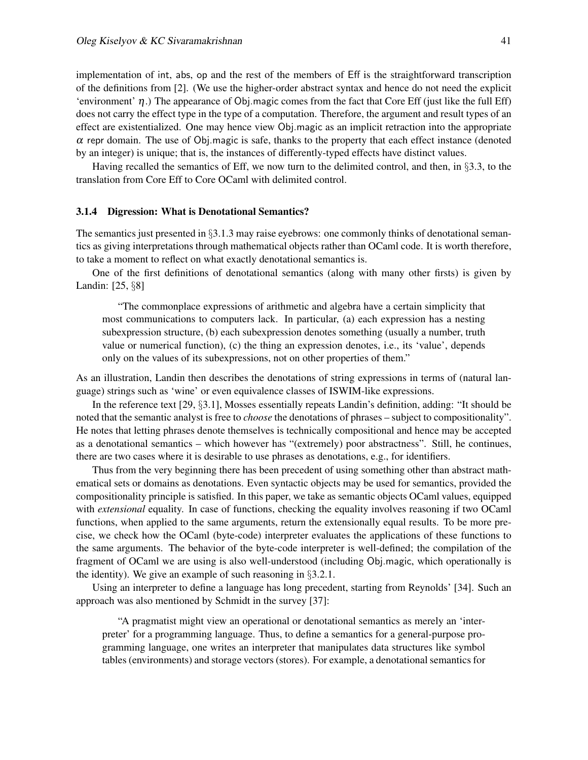implementation of int, abs, op and the rest of the members of Eff is the straightforward transcription of the definitions from [2]. (We use the higher-order abstract syntax and hence do not need the explicit 'environment' $\eta$.) The appearance of Obj.magic comes from the fact that Core Eff (just like the full Eff) does not carry the effect type in the type of a computation. Therefore, the argument and result types of an effect are existentialized. One may hence view Obj.magic as an implicit retraction into the appropriate $\alpha$ repr domain. The use of Obj.magic is safe, thanks to the property that each effect instance (denoted by an integer) is unique; that is, the instances of differently-typed effects have distinct values.

Having recalled the semantics of Eff, we now turn to the delimited control, and then, in §3.3, to the translation from Core Eff to Core OCaml with delimited control.

### 3.1.4 Digression: What is Denotational Semantics?

The semantics just presented in §3.1.3 may raise eyebrows: one commonly thinks of denotational semantics as giving interpretations through mathematical objects rather than OCaml code. It is worth therefore, to take a moment to reflect on what exactly denotational semantics is.

One of the first definitions of denotational semantics (along with many other firsts) is given by Landin: [25, §8]

> "The commonplace expressions of arithmetic and algebra have a certain simplicity that most communications to computers lack. In particular, (a) each expression has a nesting subexpression structure, (b) each subexpression denotes something (usually a number, truth value or numerical function), (c) the thing an expression denotes, i.e., its 'value', depends only on the values of its subexpressions, not on other properties of them."

As an illustration, Landin then describes the denotations of string expressions in terms of (natural language) strings such as 'wine' or even equivalence classes of ISWIM-like expressions.

In the reference text [29, §3.1], Mosses essentially repeats Landin's definition, adding: "It should be noted that the semantic analyst is free to *choose* the denotations of phrases – subject to compositionality". He notes that letting phrases denote themselves is technically compositional and hence may be accepted as a denotational semantics – which however has "(extremely) poor abstractness". Still, he continues, there are two cases where it is desirable to use phrases as denotations, e.g., for identifiers.

Thus from the very beginning there has been precedent of using something other than abstract mathematical sets or domains as denotations. Even syntactic objects may be used for semantics, provided the compositionality principle is satisfied. In this paper, we take as semantic objects OCaml values, equipped with *extensional* equality. In case of functions, checking the equality involves reasoning if two OCaml functions, when applied to the same arguments, return the extensionally equal results. To be more precise, we check how the OCaml (byte-code) interpreter evaluates the applications of these functions to the same arguments. The behavior of the byte-code interpreter is well-defined; the compilation of the fragment of OCaml we are using is also well-understood (including Obj.magic, which operationally is the identity). We give an example of such reasoning in §3.2.1.

Using an interpreter to define a language has long precedent, starting from Reynolds' [34]. Such an approach was also mentioned by Schmidt in the survey [37]:

> "A pragmatist might view an operational or denotational semantics as merely an 'interpreter' for a programming language. Thus, to define a semantics for a general-purpose programming language, one writes an interpreter that manipulates data structures like symbol tables (environments) and storage vectors (stores). For example, a denotational semantics for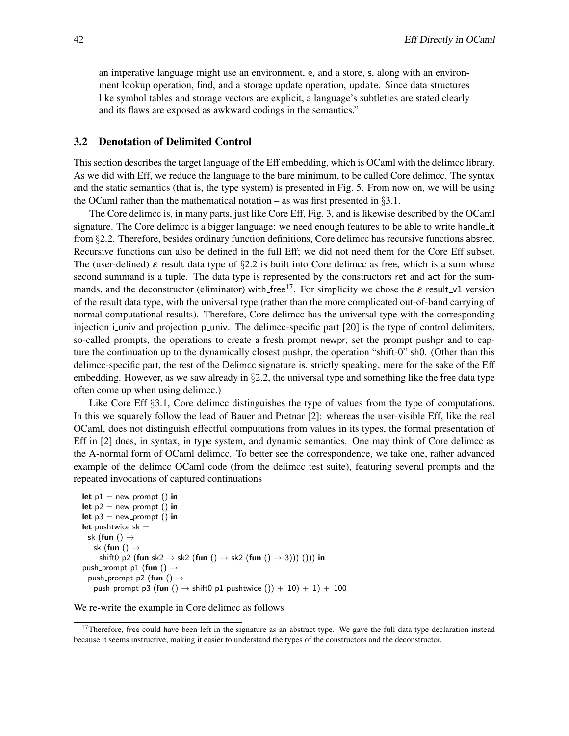an imperative language might use an environment, e, and a store, s, along with an environment lookup operation, find, and a storage update operation, update. Since data structures like symbol tables and storage vectors are explicit, a language's subtleties are stated clearly and its flaws are exposed as awkward codings in the semantics."

### 3.2 Denotation of Delimited Control

This section describes the target language of the Eff embedding, which is OCaml with the delimcc library. As we did with Eff, we reduce the language to the bare minimum, to be called Core delimcc. The syntax and the static semantics (that is, the type system) is presented in Fig. 5. From now on, we will be using the OCaml rather than the mathematical notation – as was first presented in §3.1.

The Core delimcc is, in many parts, just like Core Eff, Fig. 3, and is likewise described by the OCaml signature. The Core delimcc is a bigger language: we need enough features to be able to write handle_it from §2.2. Therefore, besides ordinary function definitions, Core delimcc has recursive functions absrec. Recursive functions can also be defined in the full Eff; we did not need them for the Core Eff subset. The (user-defined) $\varepsilon$ result data type of §2.2 is built into Core delimcc as free, which is a sum whose second summand is a tuple. The data type is represented by the constructors ret and act for the summands, and the deconstructor (eliminator) with_free[17]. For simplicity we chose the $\varepsilon$ result_v1 version of the result data type, with the universal type (rather than the more complicated out-of-band carrying of normal computational results). Therefore, Core delimcc has the universal type with the corresponding injection i_univ and projection p_univ. The delimcc-specific part [20] is the type of control delimiters, so-called prompts, the operations to create a fresh prompt newpr, set the prompt pushpr and to capture the continuation up to the dynamically closest pushpr, the operation "shift-0" sh0. (Other than this delimcc-specific part, the rest of the Delimcc signature is, strictly speaking, mere for the sake of the Eff embedding. However, as we saw already in §2.2, the universal type and something like the free data type often come up when using delimcc.)

Like Core Eff §3.1, Core delimcc distinguishes the type of values from the type of computations. In this we squarely follow the lead of Bauer and Pretnar [2]: whereas the user-visible Eff, like the real OCaml, does not distinguish effectful computations from values in its types, the formal presentation of Eff in [2] does, in syntax, in type system, and dynamic semantics. One may think of Core delimcc as the A-normal form of OCaml delimcc. To better see the correspondence, we take one, rather advanced example of the delimcc OCaml code (from the delimcc test suite), featuring several prompts and the repeated invocations of captured continuations

```
let p1 = new_prompt () in
let p2 = new_prompt () in
let p3 = new_prompt () in
let pushtwice sk =
  sk (fun () →
    sk (fun () →
      shift0 p2 (fun sk2 → sk2 (fun () → sk2 (fun () → 3))) ())) in
push_prompt p1 (fun () →
  push_prompt p2 (fun () →
    push_prompt p3 (fun () → shift0 p1 pushtwice ()) + 10) + 1) + 100
```

We re-write the example in Core delimcc as follows

[17] Therefore, free could have been left in the signature as an abstract type. We gave the full data type declaration instead because it seems instructive, making it easier to understand the types of the constructors and the deconstructor.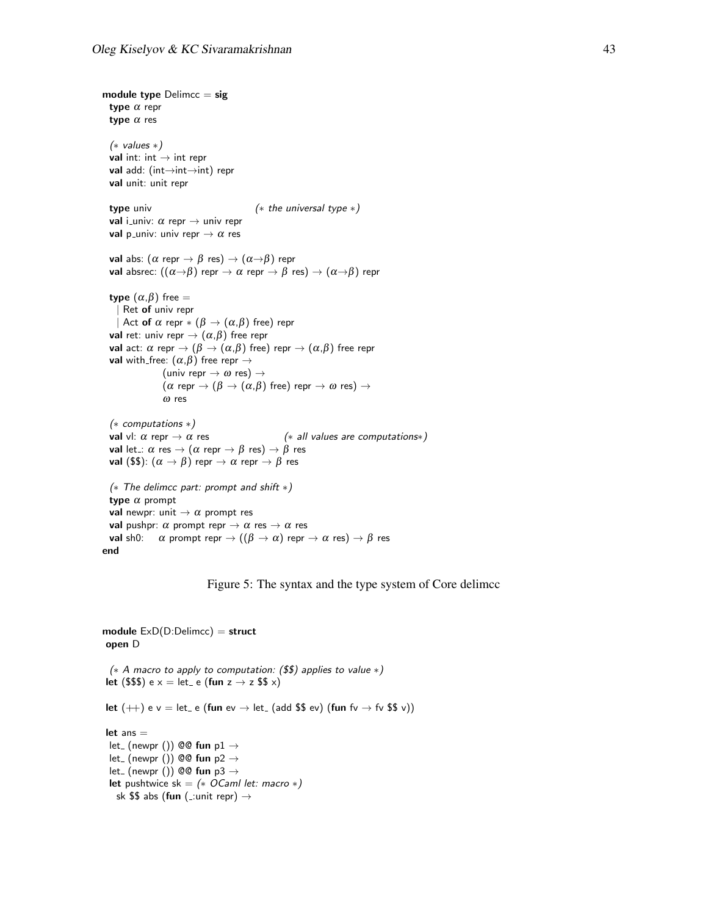```
module type Delimcc = sig
  type α repr
  type α res

  (* values *)
  val int: int → int repr
  val add: (int→int→int) repr
  val unit: unit repr

  type univ                          (* the universal type *)
  val i_univ: α repr → univ repr
  val p_univ: univ repr → α res

  val abs: (α repr → β res) → (α→β) repr
  val absrec: ((α→β) repr → α repr → β res) → (α→β) repr

  type (α,β) free =
    | Ret of univ repr
    | Act of α repr * (β → (α,β) free) repr
  val ret: univ repr → (α,β) free repr
  val act: α repr → (β → (α,β) free) repr → (α,β) free repr
  val with_free: (α,β) free repr →
               (univ repr → ω res) →
               (α repr → (β → (α,β) free) repr → ω res) →
               ω res

  (* computations *)
  val vl: α repr → α res                    (* all values are computations*)
  val let_: α res → (α repr → β res) → β res
  val ($$): (α → β) repr → α repr → β res

  (* The delimcc part: prompt and shift *)
  type α prompt
  val newpr: unit → α prompt res
  val pushpr: α prompt repr → α res → α res
  val sh0:    α prompt repr → ((β → α) repr → α res) → β res
end
```

Figure 5: The syntax and the type system of Core delimcc

```
module ExD(D:Delimcc) = struct
 open D

  (* A macro to apply to computation: ($$) applies to value *)
 let ($$$) e x = let_ e (fun z → z $$ x)

 let (++) e v = let_ e (fun ev → let_ (add $$ ev) (fun fv → fv $$ v))

 let ans =
  let_ (newpr ()) @@ fun p1 →
  let_ (newpr ()) @@ fun p2 →
  let_ (newpr ()) @@ fun p3 →
  let pushtwice sk = (* OCaml let: macro *)
    sk $$ abs (fun (_:unit repr) →
```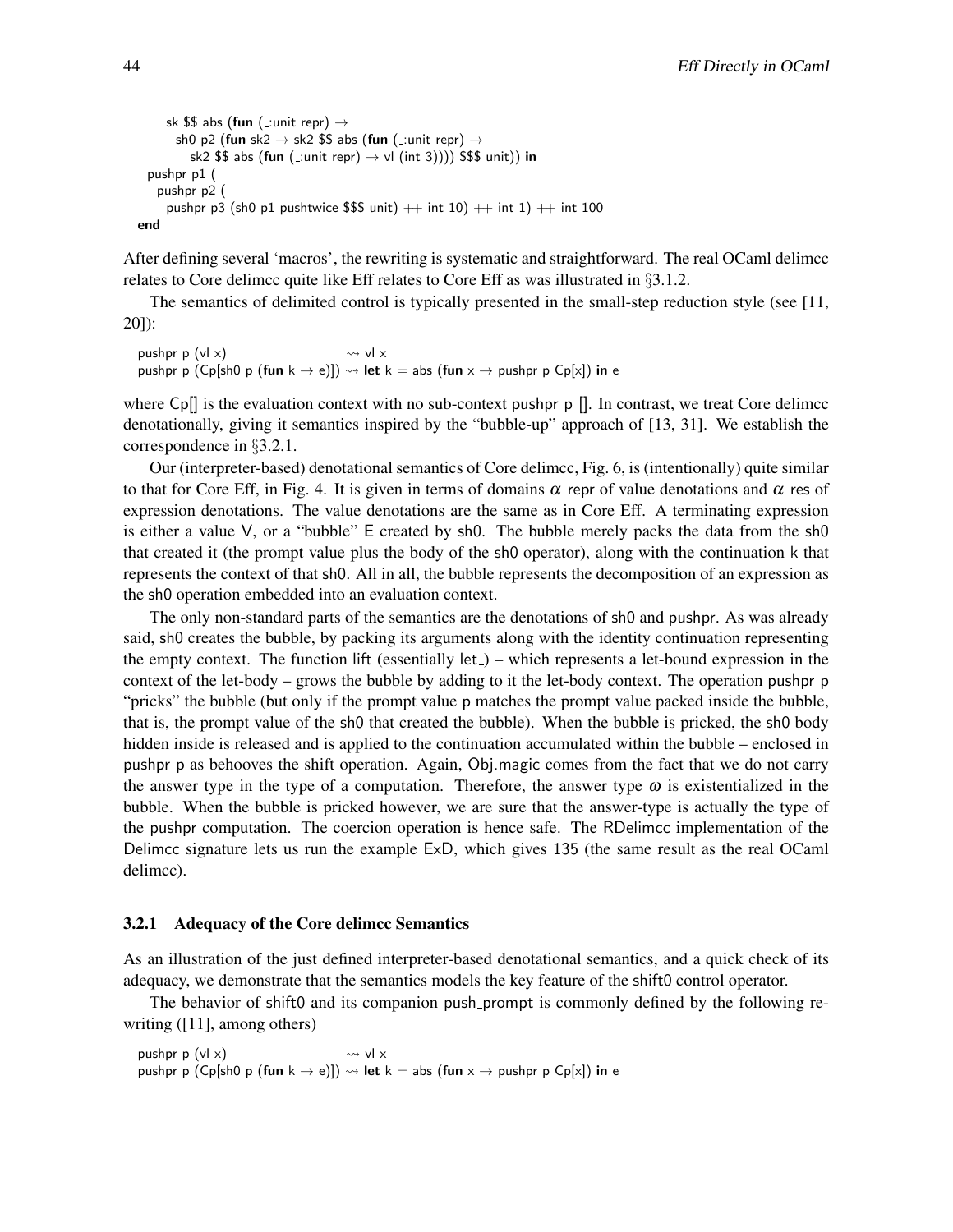```
    sk $$ abs (fun (_:unit repr) →
      sh0 p2 (fun sk2 → sk2 $$ abs (fun (_:unit repr) →
        sk2 $$ abs (fun (_:unit repr) → vl (int 3)))) $$$ unit)) in
  pushpr p1 (
   pushpr p2 (
    pushpr p3 (sh0 p1 pushtwice $$$ unit) ++ int 10) ++ int 1) ++ int 100
end
```

After defining several 'macros', the rewriting is systematic and straightforward. The real OCaml delimcc relates to Core delimcc quite like Eff relates to Core Eff as was illustrated in §3.1.2.

The semantics of delimited control is typically presented in the small-step reduction style (see [11, 20]):

```
pushpr p (vl x)                    ⇝ vl x
pushpr p (Cp[sh0 p (fun k → e)]) ⇝ let k = abs (fun x → pushpr p Cp[x]) in e
```

where Cp[] is the evaluation context with no sub-context pushpr p []. In contrast, we treat Core delimcc denotationally, giving it semantics inspired by the "bubble-up" approach of [13, 31]. We establish the correspondence in §3.2.1.

Our (interpreter-based) denotational semantics of Core delimcc, Fig. 6, is (intentionally) quite similar to that for Core Eff, in Fig. 4. It is given in terms of domains $\alpha$ repr of value denotations and $\alpha$ res of expression denotations. The value denotations are the same as in Core Eff. A terminating expression is either a value V, or a "bubble" E created by sh0. The bubble merely packs the data from the sh0 that created it (the prompt value plus the body of the sh0 operator), along with the continuation k that represents the context of that sh0. All in all, the bubble represents the decomposition of an expression as the sh0 operation embedded into an evaluation context.

The only non-standard parts of the semantics are the denotations of sh0 and pushpr. As was already said, sh0 creates the bubble, by packing its arguments along with the identity continuation representing the empty context. The function lift (essentially let_) – which represents a let-bound expression in the context of the let-body – grows the bubble by adding to it the let-body context. The operation pushpr p "pricks" the bubble (but only if the prompt value p matches the prompt value packed inside the bubble, that is, the prompt value of the sh0 that created the bubble). When the bubble is pricked, the sh0 body hidden inside is released and is applied to the continuation accumulated within the bubble – enclosed in pushpr p as behooves the shift operation. Again, Obj.magic comes from the fact that we do not carry the answer type in the type of a computation. Therefore, the answer type $\omega$ is existentialized in the bubble. When the bubble is pricked however, we are sure that the answer-type is actually the type of the pushpr computation. The coercion operation is hence safe. The RDelimcc implementation of the Delimcc signature lets us run the example ExD, which gives 135 (the same result as the real OCaml delimcc).

### 3.2.1 Adequacy of the Core delimcc Semantics

As an illustration of the just defined interpreter-based denotational semantics, and a quick check of its adequacy, we demonstrate that the semantics models the key feature of the shift0 control operator.

The behavior of shift0 and its companion push_prompt is commonly defined by the following rewriting ([11], among others)

```
pushpr p (vl x)                    ⇝ vl x
pushpr p (Cp[sh0 p (fun k → e)]) ⇝ let k = abs (fun x → pushpr p Cp[x]) in e
```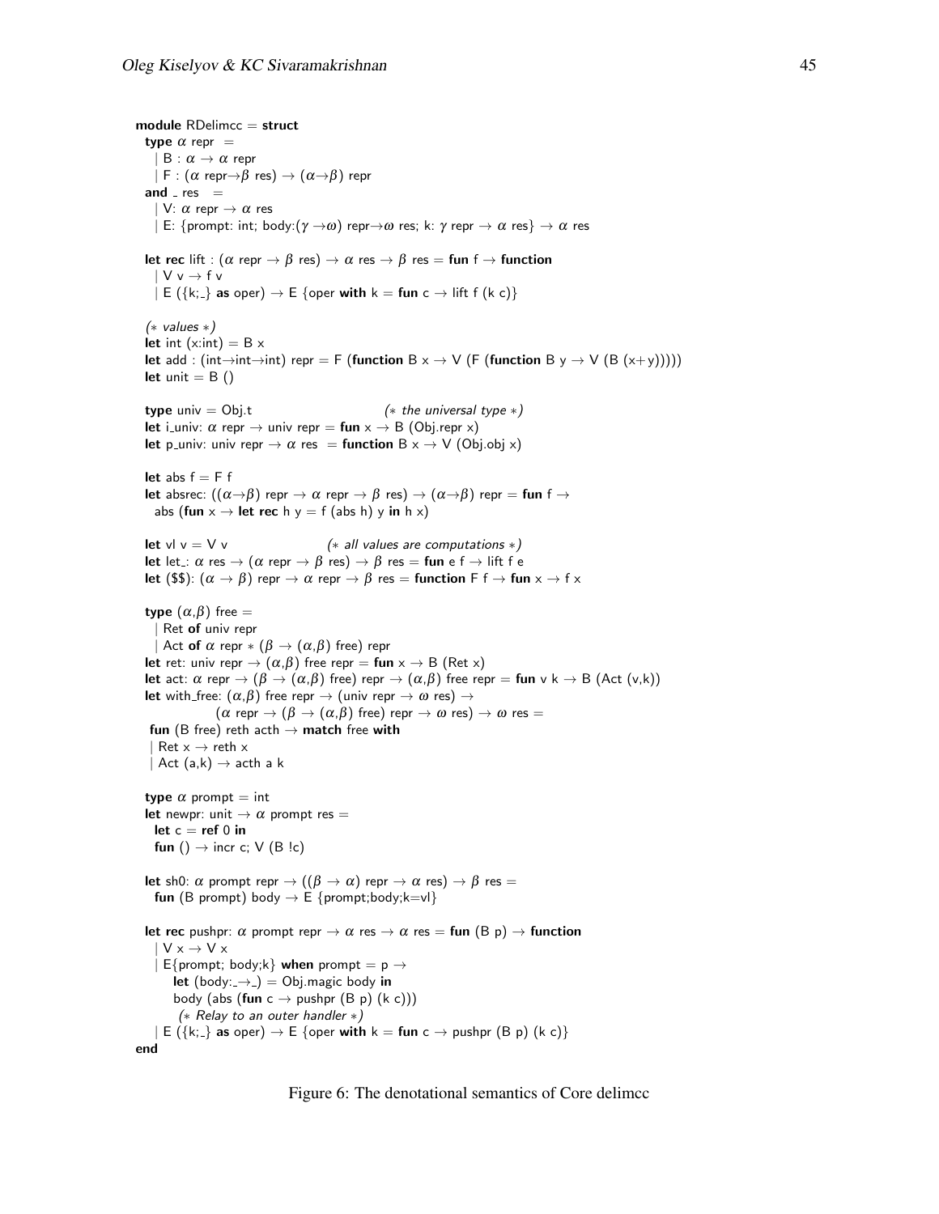```
module RDelimcc = struct
  type α repr =
    | B : α → α repr
    | F : (α repr→β res) → (α→β) repr
  and _ res =
    | V: α repr → α res
    | E: {prompt: int; body:(γ →ω) repr→ω res; k: γ repr → α res} → α res

  let rec lift : (α repr → β res) → α res → β res = fun f → function
    | V v → f v
    | E ({k;_} as oper) → E {oper with k = fun c → lift f (k c)}

  (* values *)
  let int (x:int) = B x
  let add : (int→int→int) repr = F (function B x → V (F (function B y → V (B (x+y)))))
  let unit = B ()

  type univ = Obj.t                          (* the universal type *)
  let i_univ: α repr → univ repr = fun x → B (Obj.repr x)
  let p_univ: univ repr → α res  = function B x → V (Obj.obj x)

  let abs f = F f
  let absrec: ((α→β) repr → α repr → β res) → (α→β) repr = fun f →
    abs (fun x → let rec h y = f (abs h) y in h x)

  let vl v = V v                    (* all values are computations *)
  let let_: α res → (α repr → β res) → β res = fun e f → lift f e
  let ($$): (α → β) repr → α repr → β res = function F f → fun x → f x

  type (α,β) free =
    | Ret of univ repr
    | Act of α repr * (β → (α,β) free) repr
  let ret: univ repr → (α,β) free repr = fun x → B (Ret x)
  let act: α repr → (β → (α,β) free) repr → (α,β) free repr = fun v k → B (Act (v,k))
  let with_free: (α,β) free repr → (univ repr → ω res) →
                (α repr → (β → (α,β) free) repr → ω res) → ω res =
   fun (B free) reth acth → match free with
   | Ret x → reth x
   | Act (a,k) → acth a k

  type α prompt = int
  let newpr: unit → α prompt res =
    let c = ref 0 in
    fun () → incr c; V (B !c)

  let sh0: α prompt repr → ((β → α) repr → α res) → β res =
    fun (B prompt) body → E {prompt;body;k=vl}

  let rec pushpr: α prompt repr → α res → α res = fun (B p) → function
    | V x → V x
    | E{prompt; body;k} when prompt = p →
        let (body:_→_) = Obj.magic body in
        body (abs (fun c → pushpr (B p) (k c)))
         (* Relay to an outer handler *)
    | E ({k;_} as oper) → E {oper with k = fun c → pushpr (B p) (k c)}
end
```

Figure 6: The denotational semantics of Core delimcc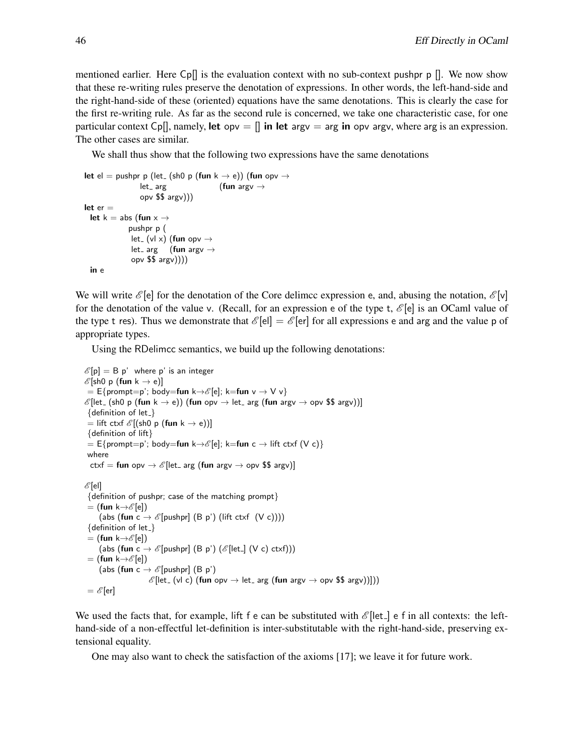mentioned earlier. Here Cp[] is the evaluation context with no sub-context pushpr p []. We now show that these re-writing rules preserve the denotation of expressions. In other words, the left-hand-side and the right-hand-side of these (oriented) equations have the same denotations. This is clearly the case for the first re-writing rule. As far as the second rule is concerned, we take one characteristic case, for one particular context Cp[], namely, **let** opv = [] **in let** argv = arg **in** opv argv, where arg is an expression. The other cases are similar.

We shall thus show that the following two expressions have the same denotations

```
let el = pushpr p (let_ (sh0 p (fun k → e)) (fun opv →
                   let_ arg                (fun argv →
                   opv $$ argv)))
let er =
  let k = abs (fun x →
              pushpr p (
               let_ (vl x) (fun opv →
               let_ arg    (fun argv →
               opv $$ argv))))
  in e
```

We will write $\mathscr{E}$[e] for the denotation of the Core delimcc expression e, and, abusing the notation, $\mathscr{E}$[v] for the denotation of the value v. (Recall, for an expression e of the type t, $\mathscr{E}$[e] is an OCaml value of the type t res). Thus we demonstrate that $\mathscr{E}$[el] = $\mathscr{E}$[er] for all expressions e and arg and the value p of appropriate types.

Using the RDelimcc semantics, we build up the following denotations:

```
𝓔[p] = B p'  where p' is an integer
𝓔[sh0 p (fun k → e)]
 = E{prompt=p'; body=fun k→𝓔[e]; k=fun v → V v}
𝓔[let_ (sh0 p (fun k → e)) (fun opv → let_ arg (fun argv → opv $$ argv))]
 {definition of let_}
 = lift ctxf 𝓔[(sh0 p (fun k → e))]
 {definition of lift}
 = E{prompt=p'; body=fun k→𝓔[e]; k=fun c → lift ctxf (V c)}
 where
  ctxf = fun opv → 𝓔[let_ arg (fun argv → opv $$ argv)]

𝓔[el]
 {definition of pushpr; case of the matching prompt}
 = (fun k→𝓔[e])
     (abs (fun c → 𝓔[pushpr] (B p') (lift ctxf  (V c))))
 {definition of let_}
 = (fun k→𝓔[e])
     (abs (fun c → 𝓔[pushpr] (B p') (𝓔[let_] (V c) ctxf)))
 = (fun k→𝓔[e])
     (abs (fun c → 𝓔[pushpr] (B p')
                   𝓔[let_ (vl c) (fun opv → let_ arg (fun argv → opv $$ argv))]))
 = 𝓔[er]
```

We used the facts that, for example, lift f e can be substituted with $\mathscr{E}$[let_] e f in all contexts: the left-hand-side of a non-effectful let-definition is inter-substitutable with the right-hand-side, preserving extensional equality.

One may also want to check the satisfaction of the axioms [17]; we leave it for future work.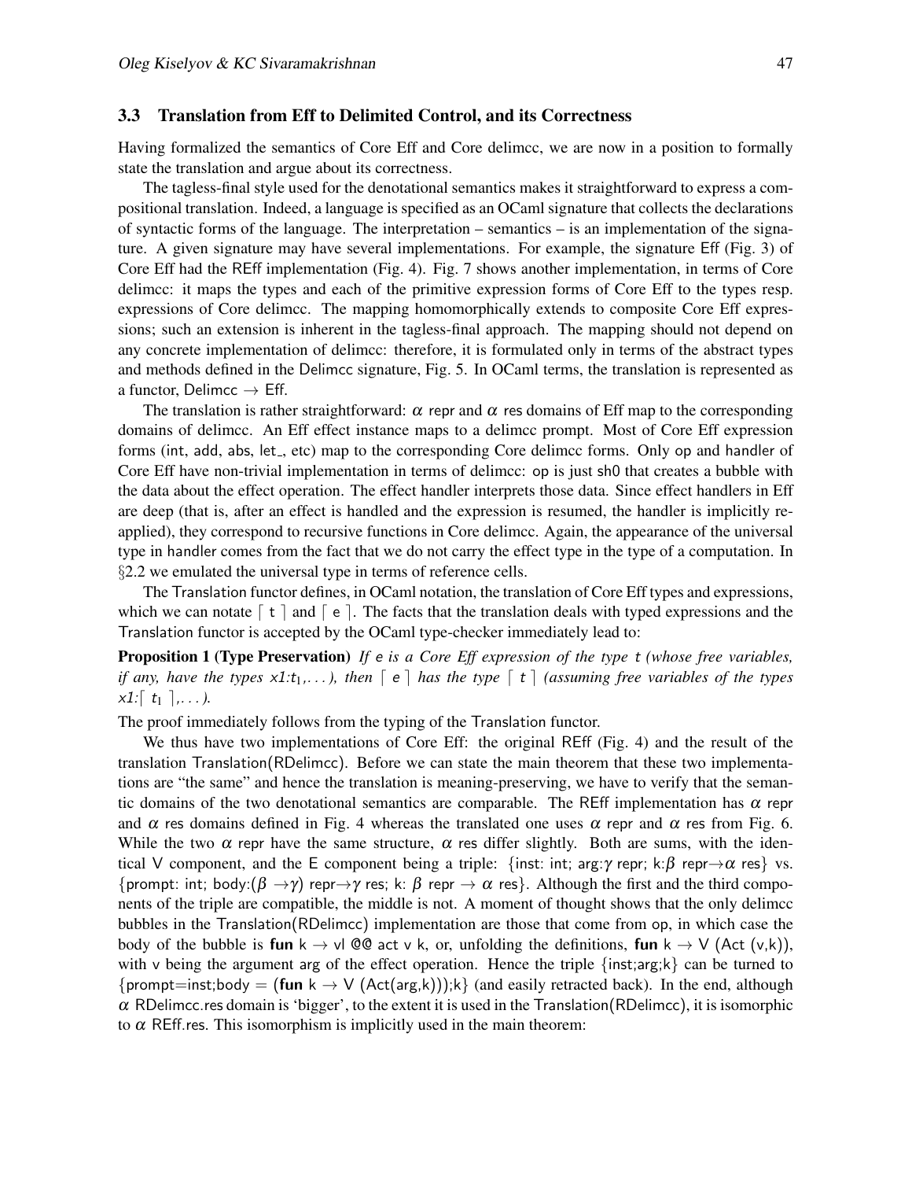### 3.3 Translation from Eff to Delimited Control, and its Correctness

Having formalized the semantics of Core Eff and Core delimcc, we are now in a position to formally state the translation and argue about its correctness.

The tagless-final style used for the denotational semantics makes it straightforward to express a compositional translation. Indeed, a language is specified as an OCaml signature that collects the declarations of syntactic forms of the language. The interpretation – semantics – is an implementation of the signature. A given signature may have several implementations. For example, the signature Eff (Fig. 3) of Core Eff had the REff implementation (Fig. 4). Fig. 7 shows another implementation, in terms of Core delimcc: it maps the types and each of the primitive expression forms of Core Eff to the types resp. expressions of Core delimcc. The mapping homomorphically extends to composite Core Eff expressions; such an extension is inherent in the tagless-final approach. The mapping should not depend on any concrete implementation of delimcc: therefore, it is formulated only in terms of the abstract types and methods defined in the Delimcc signature, Fig. 5. In OCaml terms, the translation is represented as a functor, Delimcc $\rightarrow$ Eff.

The translation is rather straightforward: $\alpha$ repr and $\alpha$ res domains of Eff map to the corresponding domains of delimcc. An Eff effect instance maps to a delimcc prompt. Most of Core Eff expression forms (int, add, abs, let_, etc) map to the corresponding Core delimcc forms. Only op and handler of Core Eff have non-trivial implementation in terms of delimcc: op is just sh0 that creates a bubble with the data about the effect operation. The effect handler interprets those data. Since effect handlers in Eff are deep (that is, after an effect is handled and the expression is resumed, the handler is implicitly re-applied), they correspond to recursive functions in Core delimcc. Again, the appearance of the universal type in handler comes from the fact that we do not carry the effect type in the type of a computation. In §2.2 we emulated the universal type in terms of reference cells.

The Translation functor defines, in OCaml notation, the translation of Core Eff types and expressions, which we can notate $\lceil$ t $\rceil$ and $\lceil$ e $\rceil$. The facts that the translation deals with typed expressions and the Translation functor is accepted by the OCaml type-checker immediately lead to:

**Proposition 1 (Type Preservation)** *If e is a Core Eff expression of the type t (whose free variables, if any, have the types x1:$t_1$,...), then $\lceil$ e $\rceil$ has the type $\lceil$ t $\rceil$ (assuming free variables of the types x1:$\lceil$ $t_1$ $\rceil$,...).*

The proof immediately follows from the typing of the Translation functor.

We thus have two implementations of Core Eff: the original REff (Fig. 4) and the result of the translation Translation(RDelimcc). Before we can state the main theorem that these two implementations are "the same" and hence the translation is meaning-preserving, we have to verify that the semantic domains of the two denotational semantics are comparable. The REff implementation has $\alpha$ repr and $\alpha$ res domains defined in Fig. 4 whereas the translated one uses $\alpha$ repr and $\alpha$ res from Fig. 6. While the two $\alpha$ repr have the same structure, $\alpha$ res differ slightly. Both are sums, with the identical V component, and the E component being a triple: {inst: int; arg:$\gamma$ repr; k:$\beta$ repr$\rightarrow$$\alpha$ res} vs. {prompt: int; body:($\beta$ $\rightarrow$$\gamma$) repr$\rightarrow$$\gamma$ res; k: $\beta$ repr $\rightarrow$ $\alpha$ res}. Although the first and the third components of the triple are compatible, the middle is not. A moment of thought shows that the only delimcc bubbles in the Translation(RDelimcc) implementation are those that come from op, in which case the body of the bubble is **fun** k $\rightarrow$ vl @@ act v k, or, unfolding the definitions, **fun** k $\rightarrow$ V (Act (v,k)), with v being the argument arg of the effect operation. Hence the triple {inst;arg;k} can be turned to {prompt=inst;body = (**fun** k $\rightarrow$ V (Act(arg,k)));k} (and easily retracted back). In the end, although $\alpha$ RDelimcc.res domain is 'bigger', to the extent it is used in the Translation(RDelimcc), it is isomorphic to $\alpha$ REff.res. This isomorphism is implicitly used in the main theorem: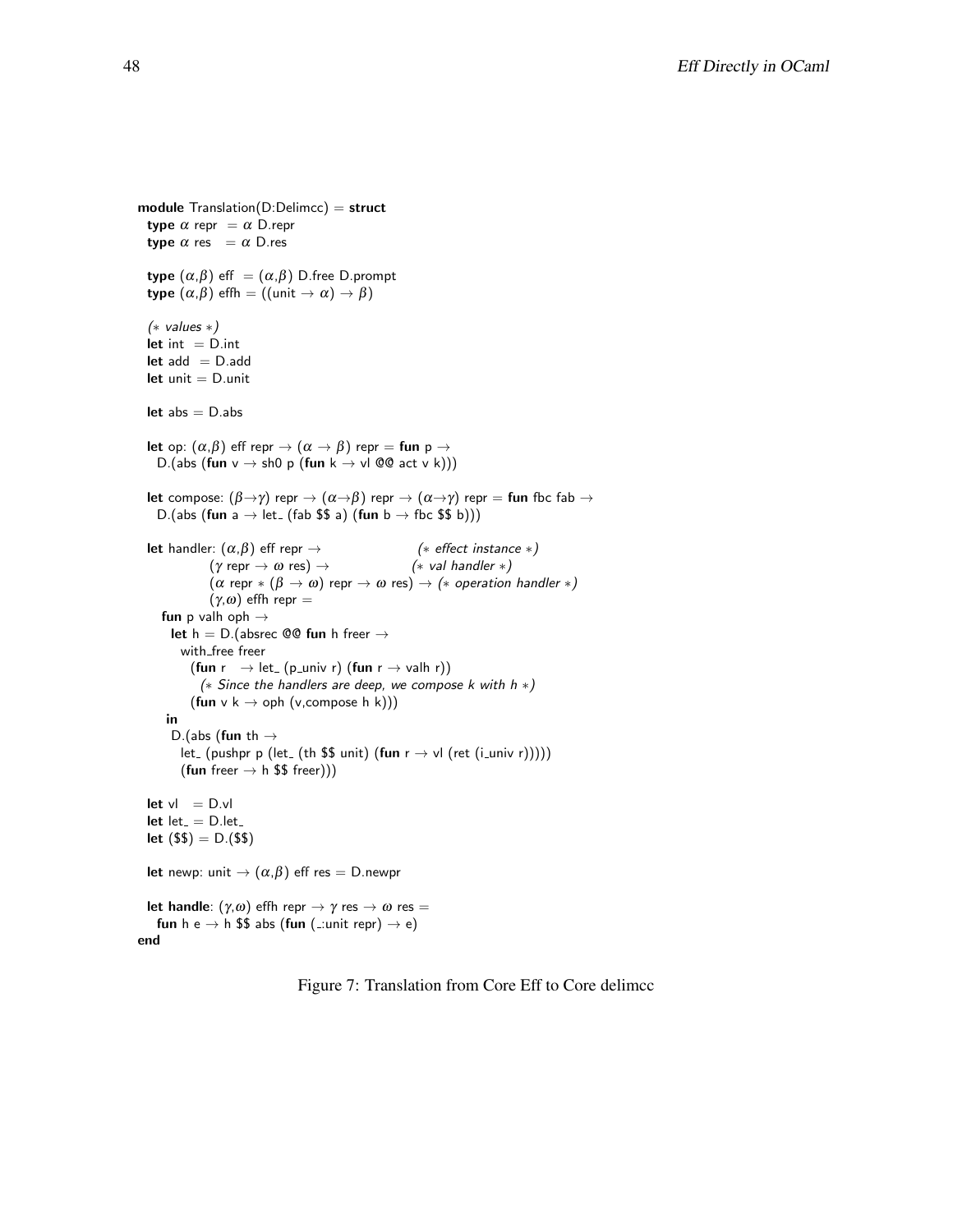```
module Translation(D:Delimcc) = struct
  type α repr  = α D.repr
  type α res   = α D.res

  type (α,β) eff  = (α,β) D.free D.prompt
  type (α,β) effh = ((unit → α) → β)

  (* values *)
  let int  = D.int
  let add  = D.add
  let unit = D.unit

  let abs = D.abs

  let op: (α,β) eff repr → (α → β) repr = fun p →
    D.(abs (fun v → sh0 p (fun k → vl @@ act v k)))

  let compose: (β→γ) repr → (α→β) repr → (α→γ) repr = fun fbc fab →
    D.(abs (fun a → let_ (fab $$ a) (fun b → fbc $$ b)))

  let handler: (α,β) eff repr →                    (* effect instance *)
               (γ repr → ω res) →                  (* val handler *)
               (α repr * (β → ω) repr → ω res) → (* operation handler *)
               (γ,ω) effh repr =
    fun p valh oph →
      let h = D.(absrec @@ fun h freer →
        with_free freer
          (fun r   → let_ (p_univ r) (fun r → valh r))
            (* Since the handlers are deep, we compose k with h *)
          (fun v k → oph (v,compose h k)))
     in
      D.(abs (fun th →
        let_ (pushpr p (let_ (th $$ unit) (fun r → vl (ret (i_univ r)))))
        (fun freer → h $$ freer)))

  let vl   = D.vl
  let let_ = D.let_
  let ($$) = D.($$)

  let newp: unit → (α,β) eff res = D.newpr

  let handle: (γ,ω) effh repr → γ res → ω res =
    fun h e → h $$ abs (fun (_:unit repr) → e)
end
```

Figure 7: Translation from Core Eff to Core delimcc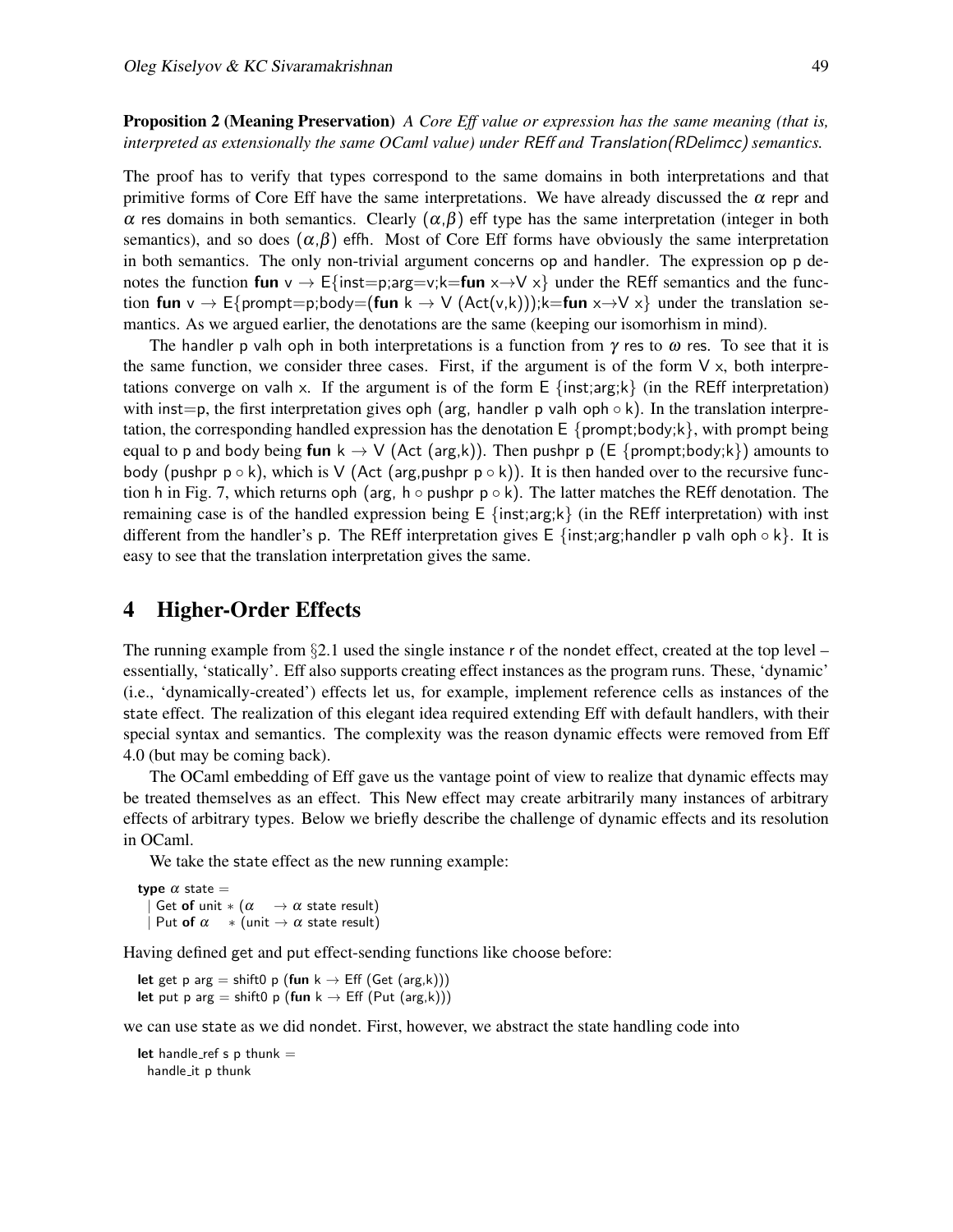**Proposition 2 (Meaning Preservation)** *A Core Eff value or expression has the same meaning (that is, interpreted as extensionally the same OCaml value) under REff and Translation(RDelimcc) semantics.*

The proof has to verify that types correspond to the same domains in both interpretations and that primitive forms of Core Eff have the same interpretations. We have already discussed the $\alpha$ repr and $\alpha$ res domains in both semantics. Clearly $(\alpha,\beta)$ eff type has the same interpretation (integer in both semantics), and so does $(\alpha,\beta)$ effh. Most of Core Eff forms have obviously the same interpretation in both semantics. The only non-trivial argument concerns op and handler. The expression op p denotes the function **fun** v → E{inst=p;arg=v;k=**fun** x→V x} under the REff semantics and the function **fun** v → E{prompt=p;body=(**fun** k → V (Act(v,k)));k=**fun** x→V x} under the translation semantics. As we argued earlier, the denotations are the same (keeping our isomorhism in mind).

The handler p valh oph in both interpretations is a function from $\gamma$ res to $\omega$ res. To see that it is the same function, we consider three cases. First, if the argument is of the form V x, both interpretations converge on valh x. If the argument is of the form E {inst;arg;k} (in the REff interpretation) with inst=p, the first interpretation gives oph (arg, handler p valh oph ∘ k). In the translation interpretation, the corresponding handled expression has the denotation E {prompt;body;k}, with prompt being equal to p and body being **fun** k → V (Act (arg,k)). Then pushpr p (E {prompt;body;k}) amounts to body (pushpr p ∘ k), which is V (Act (arg,pushpr p ∘ k)). It is then handed over to the recursive function h in Fig. 7, which returns oph (arg, h ∘ pushpr p ∘ k). The latter matches the REff denotation. The remaining case is of the handled expression being E {inst;arg;k} (in the REff interpretation) with inst different from the handler's p. The REff interpretation gives E {inst;arg;handler p valh oph ∘ k}. It is easy to see that the translation interpretation gives the same.

# 4 Higher-Order Effects

The running example from §2.1 used the single instance r of the nondet effect, created at the top level – essentially, 'statically'. Eff also supports creating effect instances as the program runs. These, 'dynamic' (i.e., 'dynamically-created') effects let us, for example, implement reference cells as instances of the state effect. The realization of this elegant idea required extending Eff with default handlers, with their special syntax and semantics. The complexity was the reason dynamic effects were removed from Eff 4.0 (but may be coming back).

The OCaml embedding of Eff gave us the vantage point of view to realize that dynamic effects may be treated themselves as an effect. This New effect may create arbitrarily many instances of arbitrary effects of arbitrary types. Below we briefly describe the challenge of dynamic effects and its resolution in OCaml.

We take the state effect as the new running example:

```
type α state =
  | Get of unit * (α    → α state result)
  | Put of α    * (unit → α state result)
```

Having defined get and put effect-sending functions like choose before:

```
let get p arg = shift0 p (fun k → Eff (Get (arg,k)))
let put p arg = shift0 p (fun k → Eff (Put (arg,k)))
```

we can use state as we did nondet. First, however, we abstract the state handling code into

```
let handle_ref s p thunk =
  handle_it p thunk
```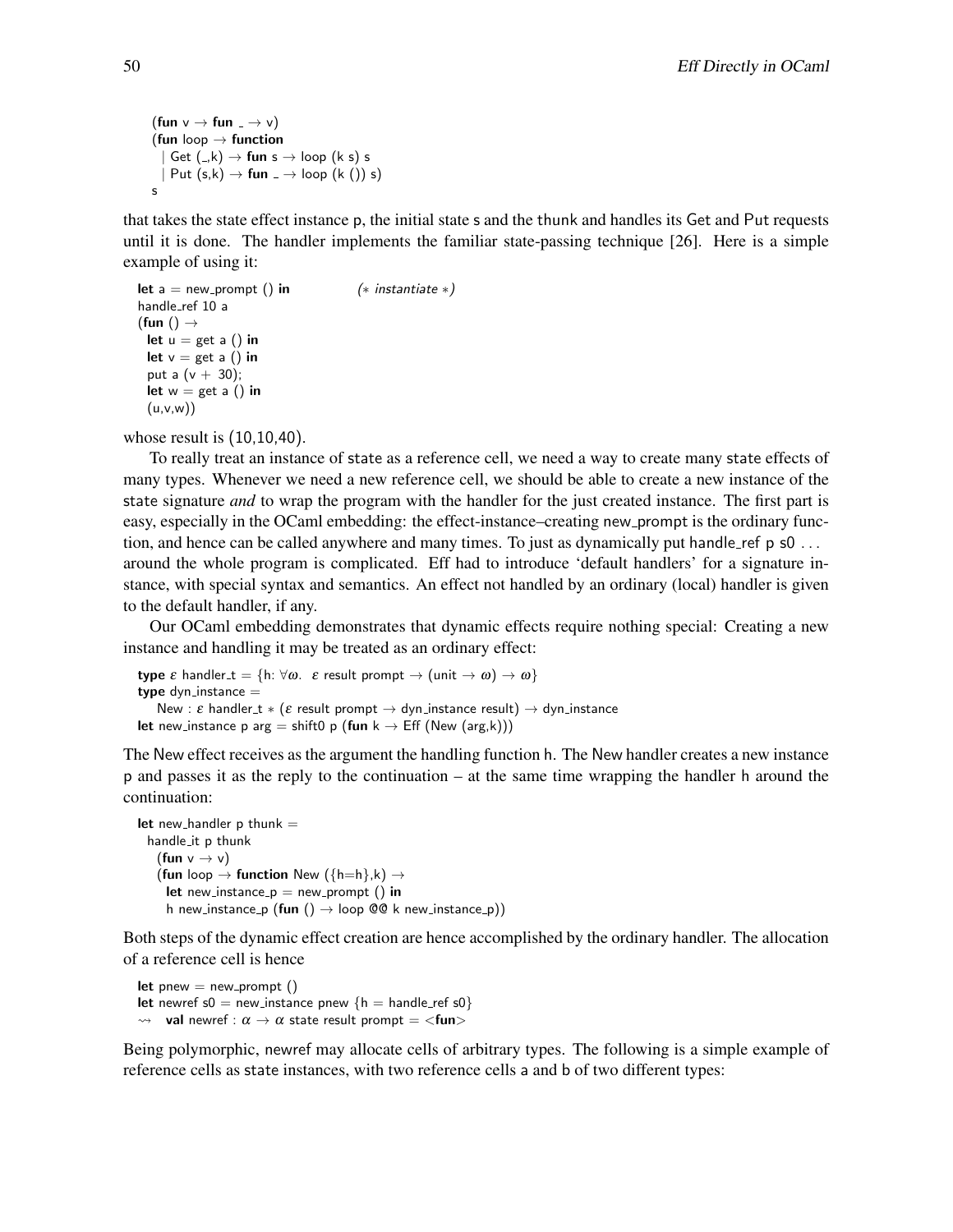```
    (fun v → fun _ → v)
    (fun loop → function
      | Get (_,k) → fun s → loop (k s) s
      | Put (s,k) → fun _ → loop (k ()) s)
    s
```

that takes the state effect instance p, the initial state s and the thunk and handles its Get and Put requests until it is done. The handler implements the familiar state-passing technique [26]. Here is a simple example of using it:

```
let a = new_prompt () in              (* instantiate *)
handle_ref 10 a
(fun () →
  let u = get a () in
  let v = get a () in
  put a (v + 30);
  let w = get a () in
  (u,v,w))
```

whose result is (10,10,40).

To really treat an instance of state as a reference cell, we need a way to create many state effects of many types. Whenever we need a new reference cell, we should be able to create a new instance of the state signature *and* to wrap the program with the handler for the just created instance. The first part is easy, especially in the OCaml embedding: the effect-instance–creating new_prompt is the ordinary function, and hence can be called anywhere and many times. To just as dynamically put handle_ref p s0 ... around the whole program is complicated. Eff had to introduce 'default handlers' for a signature instance, with special syntax and semantics. An effect not handled by an ordinary (local) handler is given to the default handler, if any.

Our OCaml embedding demonstrates that dynamic effects require nothing special: Creating a new instance and handling it may be treated as an ordinary effect:

```
type ε handler_t = {h: ∀ω. ε result prompt → (unit → ω) → ω}
type dyn_instance =
    New : ε handler_t * (ε result prompt → dyn_instance result) → dyn_instance
let new_instance p arg = shift0 p (fun k → Eff (New (arg,k)))
```

The New effect receives as the argument the handling function h. The New handler creates a new instance p and passes it as the reply to the continuation – at the same time wrapping the handler h around the continuation:

```
let new_handler p thunk =
  handle_it p thunk
    (fun v → v)
    (fun loop → function New ({h=h},k) →
      let new_instance_p = new_prompt () in
      h new_instance_p (fun () → loop @@ k new_instance_p))
```

Both steps of the dynamic effect creation are hence accomplished by the ordinary handler. The allocation of a reference cell is hence

```
let pnew = new_prompt ()
let newref s0 = new_instance pnew {h = handle_ref s0}
⇝  val newref : α → α state result prompt = <fun>
```

Being polymorphic, newref may allocate cells of arbitrary types. The following is a simple example of reference cells as state instances, with two reference cells a and b of two different types: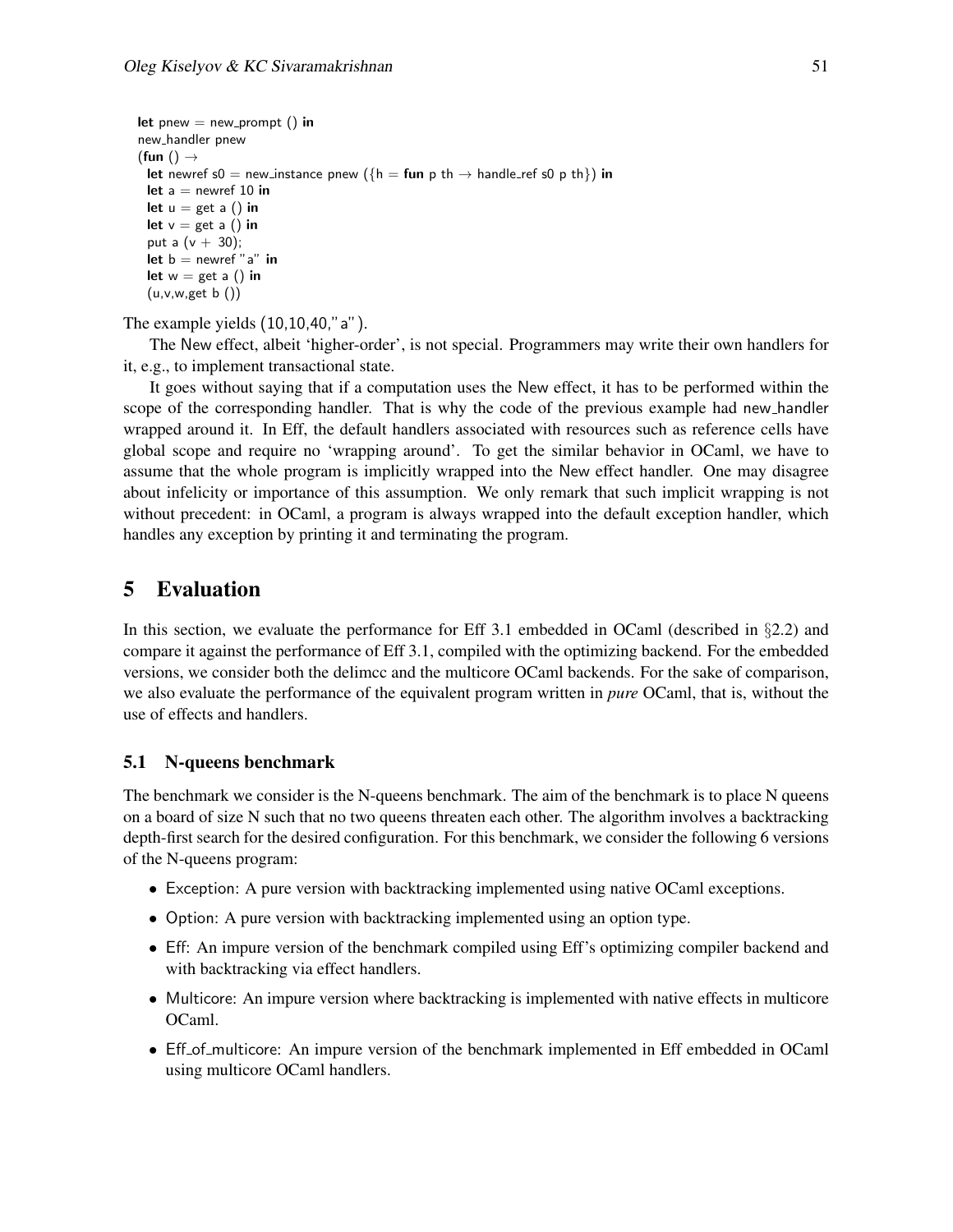```
let pnew = new_prompt () in
new_handler pnew
(fun () →
  let newref s0 = new_instance pnew ({h = fun p th → handle_ref s0 p th}) in
  let a = newref 10 in
  let u = get a () in
  let v = get a () in
  put a (v + 30);
  let b = newref "a" in
  let w = get a () in
  (u,v,w,get b ())
```

The example yields (10,10,40,"a").

The New effect, albeit 'higher-order', is not special. Programmers may write their own handlers for it, e.g., to implement transactional state.

It goes without saying that if a computation uses the New effect, it has to be performed within the scope of the corresponding handler. That is why the code of the previous example had new_handler wrapped around it. In Eff, the default handlers associated with resources such as reference cells have global scope and require no 'wrapping around'. To get the similar behavior in OCaml, we have to assume that the whole program is implicitly wrapped into the New effect handler. One may disagree about infelicity or importance of this assumption. We only remark that such implicit wrapping is not without precedent: in OCaml, a program is always wrapped into the default exception handler, which handles any exception by printing it and terminating the program.

# 5 Evaluation

In this section, we evaluate the performance for Eff 3.1 embedded in OCaml (described in §2.2) and compare it against the performance of Eff 3.1, compiled with the optimizing backend. For the embedded versions, we consider both the delimcc and the multicore OCaml backends. For the sake of comparison, we also evaluate the performance of the equivalent program written in *pure* OCaml, that is, without the use of effects and handlers.

## 5.1 N-queens benchmark

The benchmark we consider is the N-queens benchmark. The aim of the benchmark is to place N queens on a board of size N such that no two queens threaten each other. The algorithm involves a backtracking depth-first search for the desired configuration. For this benchmark, we consider the following 6 versions of the N-queens program:

- Exception: A pure version with backtracking implemented using native OCaml exceptions.
- Option: A pure version with backtracking implemented using an option type.
- Eff: An impure version of the benchmark compiled using Eff's optimizing compiler backend and with backtracking via effect handlers.
- Multicore: An impure version where backtracking is implemented with native effects in multicore OCaml.
- Eff_of_multicore: An impure version of the benchmark implemented in Eff embedded in OCaml using multicore OCaml handlers.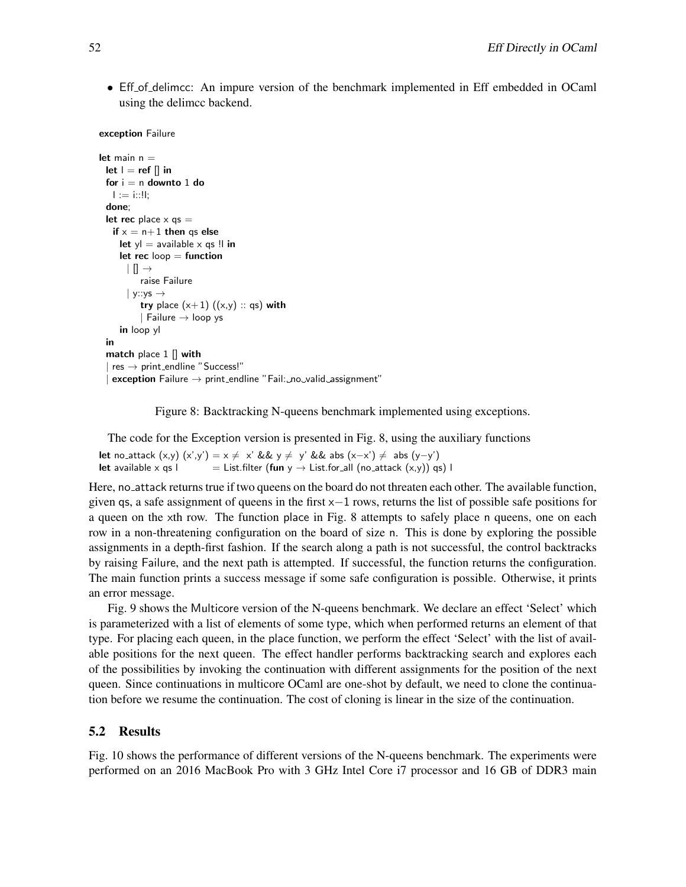- Eff_of_delimcc: An impure version of the benchmark implemented in Eff embedded in OCaml using the delimcc backend.

```
exception Failure

let main n =
  let l = ref [] in
  for i = n downto 1 do
    l := i::!l;
  done;
  let rec place x qs =
    if x = n+1 then qs else
      let yl = available x qs !l in
      let rec loop = function
        | [] →
            raise Failure
        | y::ys →
            try place (x+1) ((x,y) :: qs) with
            | Failure → loop ys
      in loop yl
  in
  match place 1 [] with
  | res → print_endline "Success!"
  | exception Failure → print_endline "Fail: no valid assignment"
```

Figure 8: Backtracking N-queens benchmark implemented using exceptions.

The code for the Exception version is presented in Fig. 8, using the auxiliary functions

```
let no_attack (x,y) (x',y') = x ≠ x' && y ≠ y' && abs (x−x') ≠ abs (y−y')
let available x qs l        = List.filter (fun y → List.for_all (no_attack (x,y)) qs) l
```

Here, no_attack returns true if two queens on the board do not threaten each other. The available function, given qs, a safe assignment of queens in the first x−1 rows, returns the list of possible safe positions for a queen on the xth row. The function place in Fig. 8 attempts to safely place n queens, one on each row in a non-threatening configuration on the board of size n. This is done by exploring the possible assignments in a depth-first fashion. If the search along a path is not successful, the control backtracks by raising Failure, and the next path is attempted. If successful, the function returns the configuration. The main function prints a success message if some safe configuration is possible. Otherwise, it prints an error message.

Fig. 9 shows the Multicore version of the N-queens benchmark. We declare an effect 'Select' which is parameterized with a list of elements of some type, which when performed returns an element of that type. For placing each queen, in the place function, we perform the effect 'Select' with the list of available positions for the next queen. The effect handler performs backtracking search and explores each of the possibilities by invoking the continuation with different assignments for the position of the next queen. Since continuations in multicore OCaml are one-shot by default, we need to clone the continuation before we resume the continuation. The cost of cloning is linear in the size of the continuation.

### 5.2 Results

Fig. 10 shows the performance of different versions of the N-queens benchmark. The experiments were performed on an 2016 MacBook Pro with 3 GHz Intel Core i7 processor and 16 GB of DDR3 main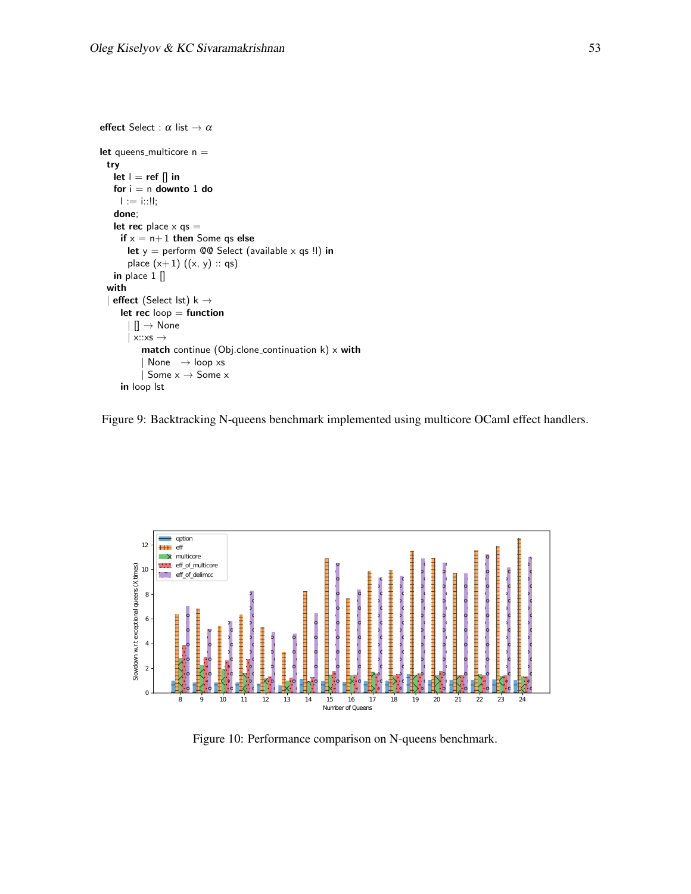```
effect Select : α list → α

let queens_multicore n =
  try
    let l = ref [] in
    for i = n downto 1 do
      l := i::!l;
    done;
    let rec place x qs =
      if x = n+1 then Some qs else
        let y = perform @@ Select (available x qs !l) in
        place (x+1) ((x, y) :: qs)
    in place 1 []
  with
  | effect (Select lst) k →
      let rec loop = function
        | [] → None
        | x::xs →
            match continue (Obj.clone_continuation k) x with
            | None   → loop xs
            | Some x → Some x
      in loop lst
```

Figure 9: Backtracking N-queens benchmark implemented using multicore OCaml effect handlers.

Figure 10: Performance comparison on N-queens benchmark.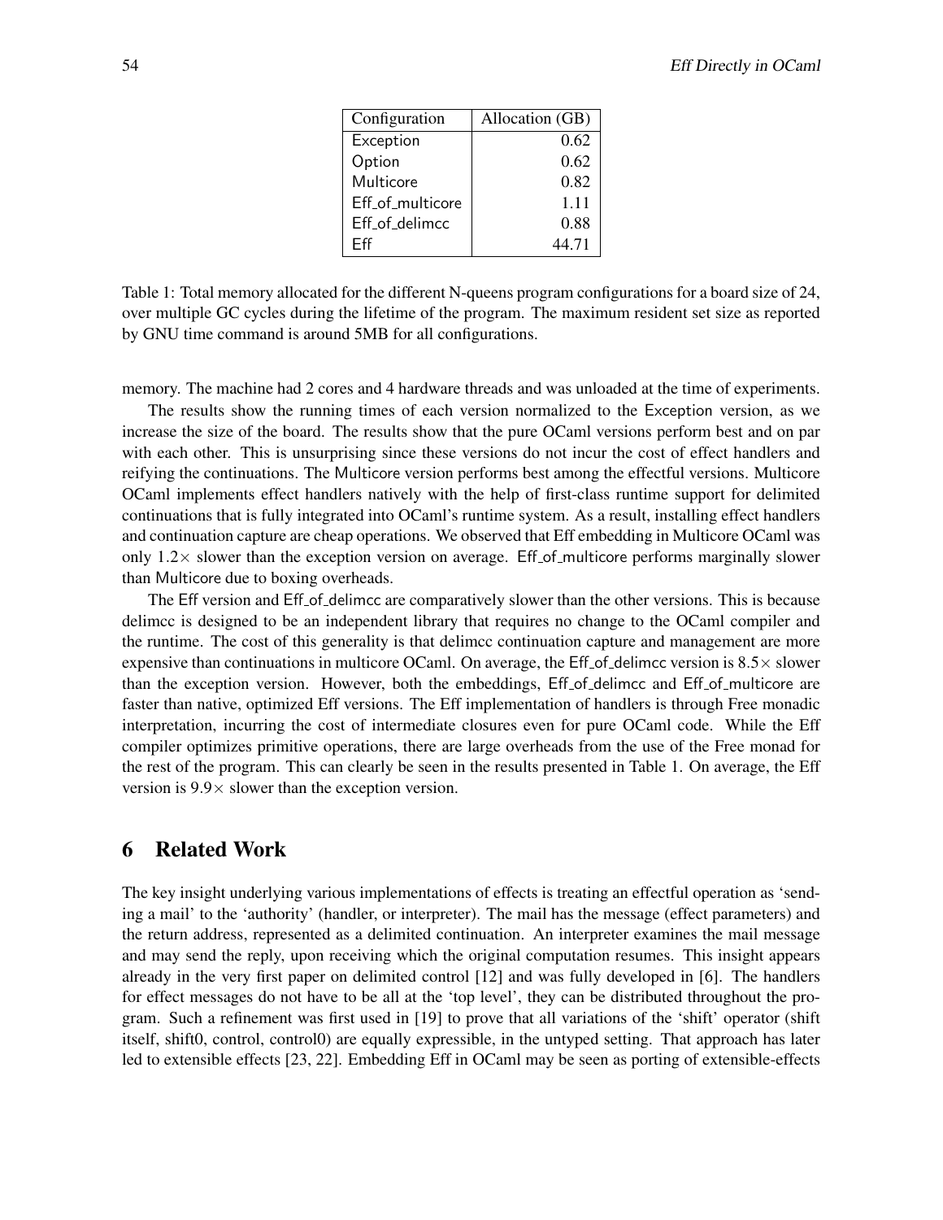| Configuration | Allocation (GB) |
| --- | --- |
| Exception | 0.62 |
| Option | 0.62 |
| Multicore | 0.82 |
| Eff_of_multicore | 1.11 |
| Eff_of_delimcc | 0.88 |
| Eff | 44.71 |

Table 1: Total memory allocated for the different N-queens program configurations for a board size of 24, over multiple GC cycles during the lifetime of the program. The maximum resident set size as reported by GNU time command is around 5MB for all configurations.

memory. The machine had 2 cores and 4 hardware threads and was unloaded at the time of experiments.

The results show the running times of each version normalized to the Exception version, as we increase the size of the board. The results show that the pure OCaml versions perform best and on par with each other. This is unsurprising since these versions do not incur the cost of effect handlers and reifying the continuations. The Multicore version performs best among the effectful versions. Multicore OCaml implements effect handlers natively with the help of first-class runtime support for delimited continuations that is fully integrated into OCaml's runtime system. As a result, installing effect handlers and continuation capture are cheap operations. We observed that Eff embedding in Multicore OCaml was only $1.2\times$ slower than the exception version on average. Eff_of_multicore performs marginally slower than Multicore due to boxing overheads.

The Eff version and Eff_of_delimcc are comparatively slower than the other versions. This is because delimcc is designed to be an independent library that requires no change to the OCaml compiler and the runtime. The cost of this generality is that delimcc continuation capture and management are more expensive than continuations in multicore OCaml. On average, the Eff_of_delimcc version is $8.5\times$ slower than the exception version. However, both the embeddings, Eff_of_delimcc and Eff_of_multicore are faster than native, optimized Eff versions. The Eff implementation of handlers is through Free monadic interpretation, incurring the cost of intermediate closures even for pure OCaml code. While the Eff compiler optimizes primitive operations, there are large overheads from the use of the Free monad for the rest of the program. This can clearly be seen in the results presented in Table 1. On average, the Eff version is $9.9\times$ slower than the exception version.

## 6 Related Work

The key insight underlying various implementations of effects is treating an effectful operation as 'sending a mail' to the 'authority' (handler, or interpreter). The mail has the message (effect parameters) and the return address, represented as a delimited continuation. An interpreter examines the mail message and may send the reply, upon receiving which the original computation resumes. This insight appears already in the very first paper on delimited control [12] and was fully developed in [6]. The handlers for effect messages do not have to be all at the 'top level', they can be distributed throughout the program. Such a refinement was first used in [19] to prove that all variations of the 'shift' operator (shift itself, shift0, control, control0) are equally expressible, in the untyped setting. That approach has later led to extensible effects [23, 22]. Embedding Eff in OCaml may be seen as porting of extensible-effects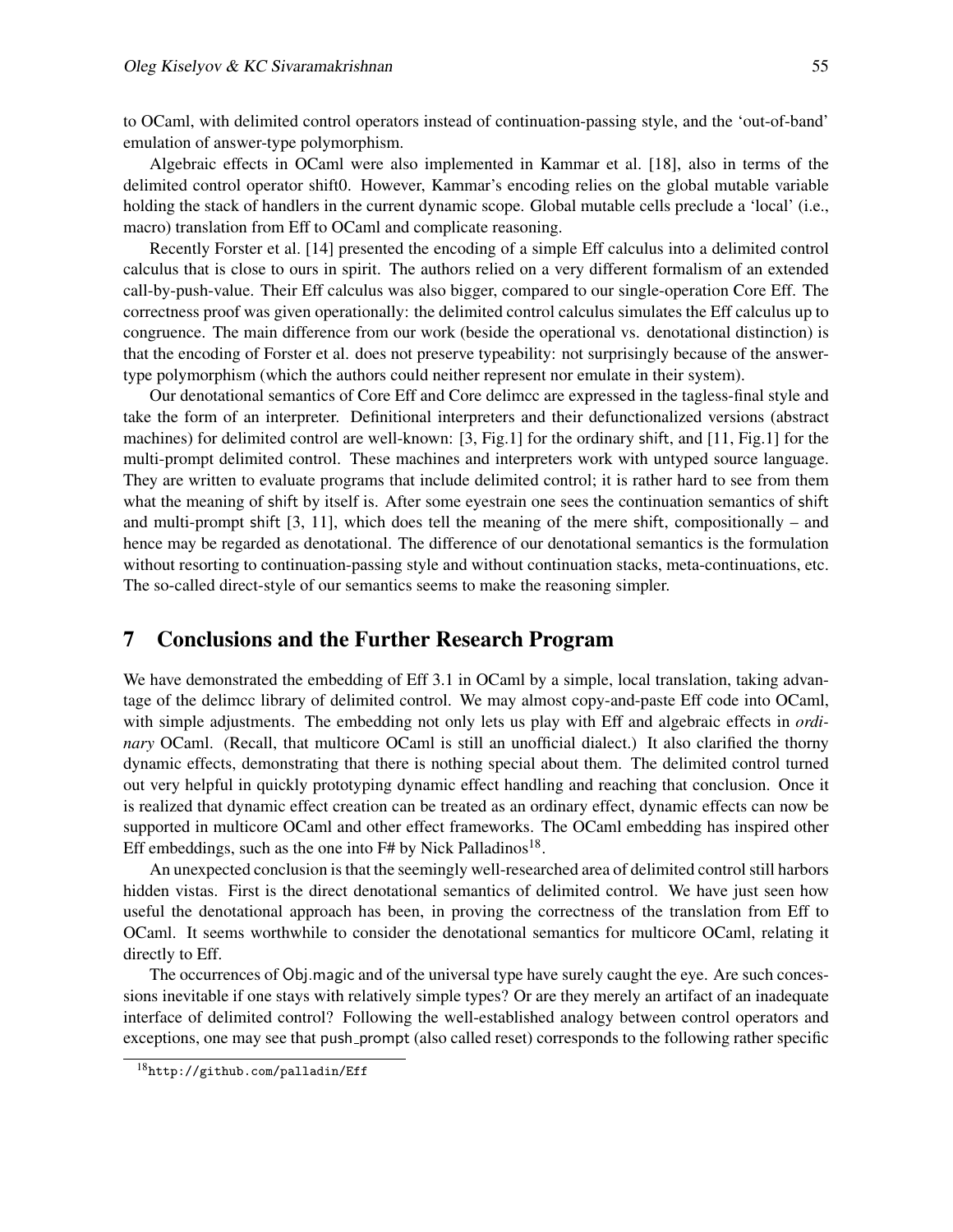to OCaml, with delimited control operators instead of continuation-passing style, and the 'out-of-band' emulation of answer-type polymorphism.

Algebraic effects in OCaml were also implemented in Kammar et al. [18], also in terms of the delimited control operator shift0. However, Kammar's encoding relies on the global mutable variable holding the stack of handlers in the current dynamic scope. Global mutable cells preclude a 'local' (i.e., macro) translation from Eff to OCaml and complicate reasoning.

Recently Forster et al. [14] presented the encoding of a simple Eff calculus into a delimited control calculus that is close to ours in spirit. The authors relied on a very different formalism of an extended call-by-push-value. Their Eff calculus was also bigger, compared to our single-operation Core Eff. The correctness proof was given operationally: the delimited control calculus simulates the Eff calculus up to congruence. The main difference from our work (beside the operational vs. denotational distinction) is that the encoding of Forster et al. does not preserve typeability: not surprisingly because of the answer-type polymorphism (which the authors could neither represent nor emulate in their system).

Our denotational semantics of Core Eff and Core delimcc are expressed in the tagless-final style and take the form of an interpreter. Definitional interpreters and their defunctionalized versions (abstract machines) for delimited control are well-known: [3, Fig.1] for the ordinary shift, and [11, Fig.1] for the multi-prompt delimited control. These machines and interpreters work with untyped source language. They are written to evaluate programs that include delimited control; it is rather hard to see from them what the meaning of shift by itself is. After some eyestrain one sees the continuation semantics of shift and multi-prompt shift [3, 11], which does tell the meaning of the mere shift, compositionally – and hence may be regarded as denotational. The difference of our denotational semantics is the formulation without resorting to continuation-passing style and without continuation stacks, meta-continuations, etc. The so-called direct-style of our semantics seems to make the reasoning simpler.

# 7 Conclusions and the Further Research Program

We have demonstrated the embedding of Eff 3.1 in OCaml by a simple, local translation, taking advantage of the delimcc library of delimited control. We may almost copy-and-paste Eff code into OCaml, with simple adjustments. The embedding not only lets us play with Eff and algebraic effects in *ordinary* OCaml. (Recall, that multicore OCaml is still an unofficial dialect.) It also clarified the thorny dynamic effects, demonstrating that there is nothing special about them. The delimited control turned out very helpful in quickly prototyping dynamic effect handling and reaching that conclusion. Once it is realized that dynamic effect creation can be treated as an ordinary effect, dynamic effects can now be supported in multicore OCaml and other effect frameworks. The OCaml embedding has inspired other Eff embeddings, such as the one into F# by Nick Palladinos[18].

An unexpected conclusion is that the seemingly well-researched area of delimited control still harbors hidden vistas. First is the direct denotational semantics of delimited control. We have just seen how useful the denotational approach has been, in proving the correctness of the translation from Eff to OCaml. It seems worthwhile to consider the denotational semantics for multicore OCaml, relating it directly to Eff.

The occurrences of Obj.magic and of the universal type have surely caught the eye. Are such concessions inevitable if one stays with relatively simple types? Or are they merely an artifact of an inadequate interface of delimited control? Following the well-established analogy between control operators and exceptions, one may see that push_prompt (also called reset) corresponds to the following rather specific

[18] `http://github.com/palladin/Eff`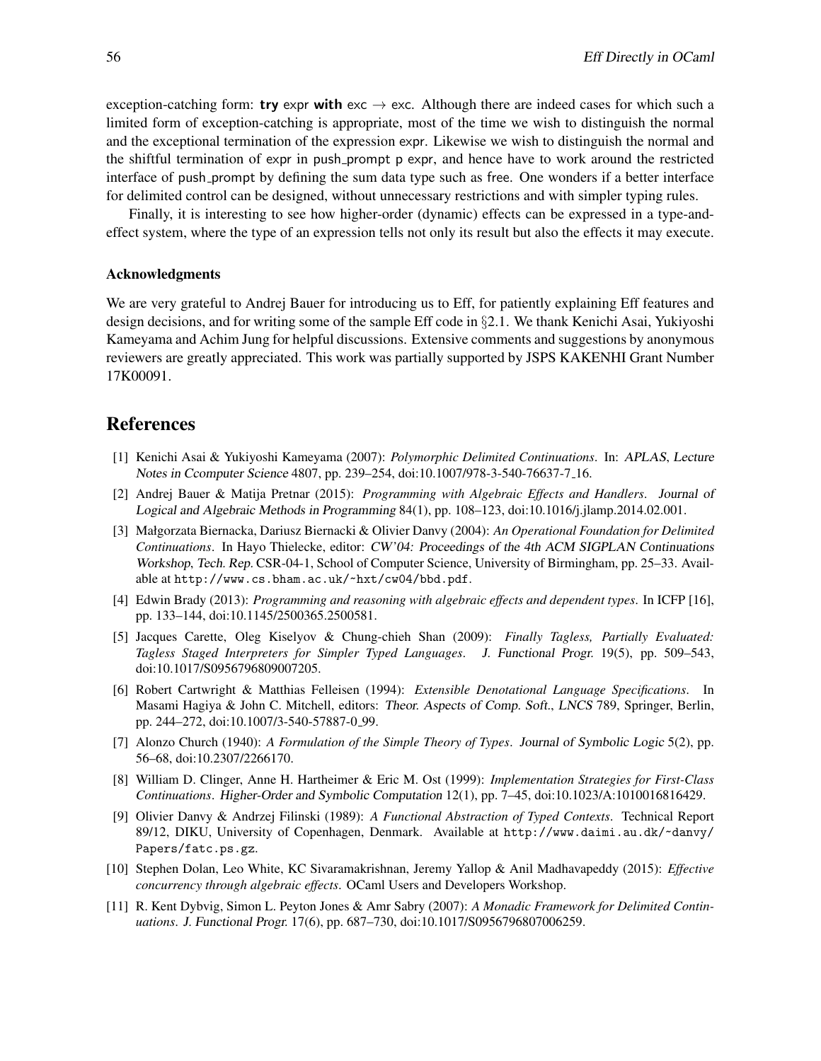exception-catching form: **try** expr **with** exc $\rightarrow$ exc. Although there are indeed cases for which such a limited form of exception-catching is appropriate, most of the time we wish to distinguish the normal and the exceptional termination of the expression expr. Likewise we wish to distinguish the normal and the shiftful termination of expr in push_prompt p expr, and hence have to work around the restricted interface of push_prompt by defining the sum data type such as free. One wonders if a better interface for delimited control can be designed, without unnecessary restrictions and with simpler typing rules.

Finally, it is interesting to see how higher-order (dynamic) effects can be expressed in a type-and-effect system, where the type of an expression tells not only its result but also the effects it may execute.

### Acknowledgments

We are very grateful to Andrej Bauer for introducing us to Eff, for patiently explaining Eff features and design decisions, and for writing some of the sample Eff code in §2.1. We thank Kenichi Asai, Yukiyoshi Kameyama and Achim Jung for helpful discussions. Extensive comments and suggestions by anonymous reviewers are greatly appreciated. This work was partially supported by JSPS KAKENHI Grant Number 17K00091.

## References

[1] Kenichi Asai & Yukiyoshi Kameyama (2007): *Polymorphic Delimited Continuations*. In: APLAS, Lecture Notes in Ccomputer Science 4807, pp. 239–254, doi:10.1007/978-3-540-76637-7_16.

[2] Andrej Bauer & Matija Pretnar (2015): *Programming with Algebraic Effects and Handlers*. Journal of Logical and Algebraic Methods in Programming 84(1), pp. 108–123, doi:10.1016/j.jlamp.2014.02.001.

[3] Małgorzata Biernacka, Dariusz Biernacki & Olivier Danvy (2004): *An Operational Foundation for Delimited Continuations*. In Hayo Thielecke, editor: CW'04: Proceedings of the 4th ACM SIGPLAN Continuations Workshop, Tech. Rep. CSR-04-1, School of Computer Science, University of Birmingham, pp. 25–33. Available at http://www.cs.bham.ac.uk/~hxt/cw04/bbd.pdf.

[4] Edwin Brady (2013): *Programming and reasoning with algebraic effects and dependent types*. In ICFP [16], pp. 133–144, doi:10.1145/2500365.2500581.

[5] Jacques Carette, Oleg Kiselyov & Chung-chieh Shan (2009): *Finally Tagless, Partially Evaluated: Tagless Staged Interpreters for Simpler Typed Languages*. J. Functional Progr. 19(5), pp. 509–543, doi:10.1017/S0956796809007205.

[6] Robert Cartwright & Matthias Felleisen (1994): *Extensible Denotational Language Specifications*. In Masami Hagiya & John C. Mitchell, editors: Theor. Aspects of Comp. Soft., LNCS 789, Springer, Berlin, pp. 244–272, doi:10.1007/3-540-57887-0_99.

[7] Alonzo Church (1940): *A Formulation of the Simple Theory of Types*. Journal of Symbolic Logic 5(2), pp. 56–68, doi:10.2307/2266170.

[8] William D. Clinger, Anne H. Hartheimer & Eric M. Ost (1999): *Implementation Strategies for First-Class Continuations*. Higher-Order and Symbolic Computation 12(1), pp. 7–45, doi:10.1023/A:1010016816429.

[9] Olivier Danvy & Andrzej Filinski (1989): *A Functional Abstraction of Typed Contexts*. Technical Report 89/12, DIKU, University of Copenhagen, Denmark. Available at http://www.daimi.au.dk/~danvy/Papers/fatc.ps.gz.

[10] Stephen Dolan, Leo White, KC Sivaramakrishnan, Jeremy Yallop & Anil Madhavapeddy (2015): *Effective concurrency through algebraic effects*. OCaml Users and Developers Workshop.

[11] R. Kent Dybvig, Simon L. Peyton Jones & Amr Sabry (2007): *A Monadic Framework for Delimited Continuations*. J. Functional Progr. 17(6), pp. 687–730, doi:10.1017/S0956796807006259.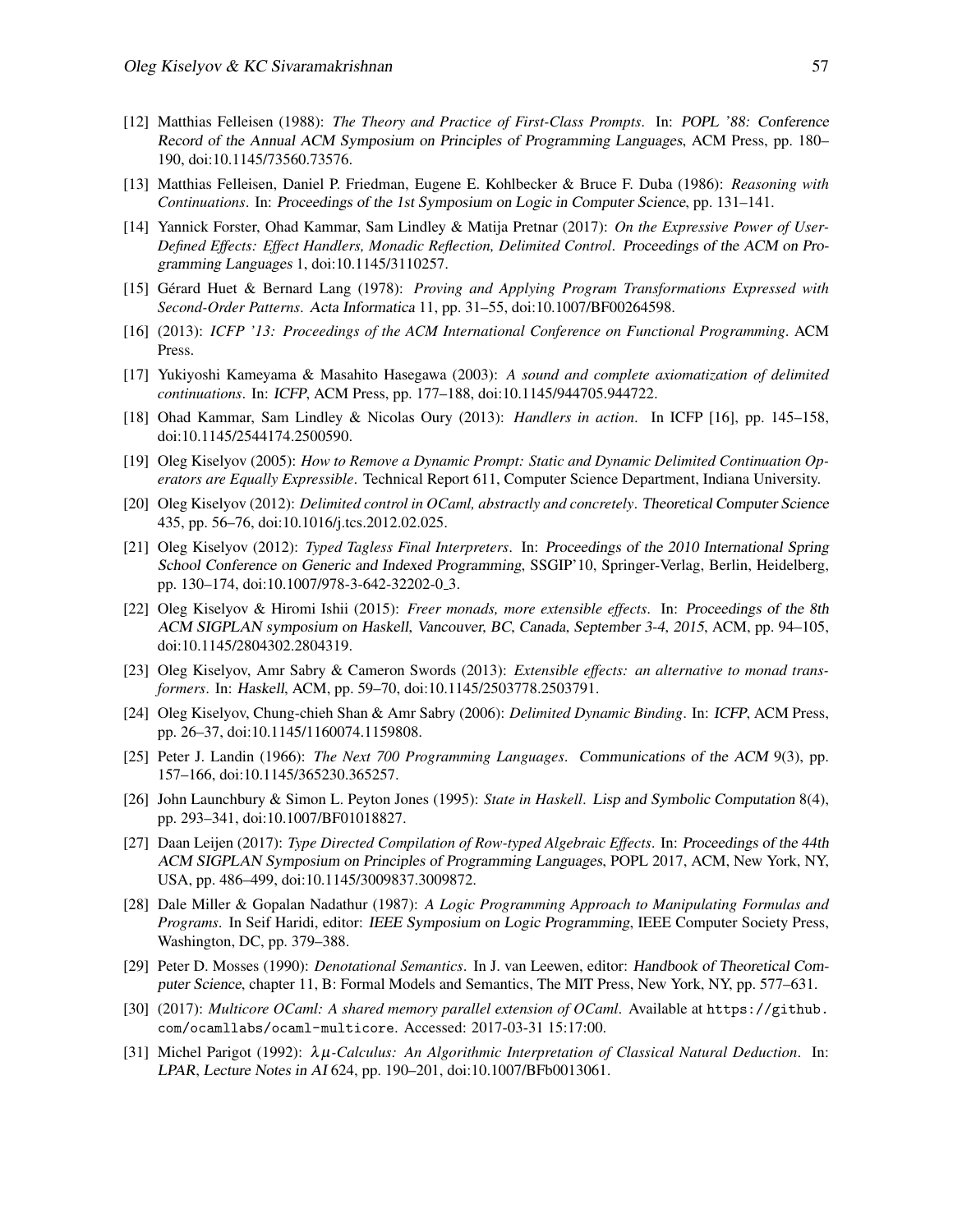[12] Matthias Felleisen (1988): *The Theory and Practice of First-Class Prompts*. In: *POPL '88: Conference Record of the Annual ACM Symposium on Principles of Programming Languages*, ACM Press, pp. 180–190, doi:10.1145/73560.73576.

[13] Matthias Felleisen, Daniel P. Friedman, Eugene E. Kohlbecker & Bruce F. Duba (1986): *Reasoning with Continuations*. In: *Proceedings of the 1st Symposium on Logic in Computer Science*, pp. 131–141.

[14] Yannick Forster, Ohad Kammar, Sam Lindley & Matija Pretnar (2017): *On the Expressive Power of User-Defined Effects: Effect Handlers, Monadic Reflection, Delimited Control*. *Proceedings of the ACM on Programming Languages* 1, doi:10.1145/3110257.

[15] Gérard Huet & Bernard Lang (1978): *Proving and Applying Program Transformations Expressed with Second-Order Patterns*. *Acta Informatica* 11, pp. 31–55, doi:10.1007/BF00264598.

[16] (2013): *ICFP '13: Proceedings of the ACM International Conference on Functional Programming*. ACM Press.

[17] Yukiyoshi Kameyama & Masahito Hasegawa (2003): *A sound and complete axiomatization of delimited continuations*. In: *ICFP*, ACM Press, pp. 177–188, doi:10.1145/944705.944722.

[18] Ohad Kammar, Sam Lindley & Nicolas Oury (2013): *Handlers in action*. In ICFP [16], pp. 145–158, doi:10.1145/2544174.2500590.

[19] Oleg Kiselyov (2005): *How to Remove a Dynamic Prompt: Static and Dynamic Delimited Continuation Operators are Equally Expressible*. Technical Report 611, Computer Science Department, Indiana University.

[20] Oleg Kiselyov (2012): *Delimited control in OCaml, abstractly and concretely*. *Theoretical Computer Science* 435, pp. 56–76, doi:10.1016/j.tcs.2012.02.025.

[21] Oleg Kiselyov (2012): *Typed Tagless Final Interpreters*. In: *Proceedings of the 2010 International Spring School Conference on Generic and Indexed Programming*, SSGIP'10, Springer-Verlag, Berlin, Heidelberg, pp. 130–174, doi:10.1007/978-3-642-32202-0_3.

[22] Oleg Kiselyov & Hiromi Ishii (2015): *Freer monads, more extensible effects*. In: *Proceedings of the 8th ACM SIGPLAN symposium on Haskell, Vancouver, BC, Canada, September 3-4, 2015*, ACM, pp. 94–105, doi:10.1145/2804302.2804319.

[23] Oleg Kiselyov, Amr Sabry & Cameron Swords (2013): *Extensible effects: an alternative to monad transformers*. In: *Haskell*, ACM, pp. 59–70, doi:10.1145/2503778.2503791.

[24] Oleg Kiselyov, Chung-chieh Shan & Amr Sabry (2006): *Delimited Dynamic Binding*. In: *ICFP*, ACM Press, pp. 26–37, doi:10.1145/1160074.1159808.

[25] Peter J. Landin (1966): *The Next 700 Programming Languages*. *Communications of the ACM* 9(3), pp. 157–166, doi:10.1145/365230.365257.

[26] John Launchbury & Simon L. Peyton Jones (1995): *State in Haskell*. *Lisp and Symbolic Computation* 8(4), pp. 293–341, doi:10.1007/BF01018827.

[27] Daan Leijen (2017): *Type Directed Compilation of Row-typed Algebraic Effects*. In: *Proceedings of the 44th ACM SIGPLAN Symposium on Principles of Programming Languages*, POPL 2017, ACM, New York, NY, USA, pp. 486–499, doi:10.1145/3009837.3009872.

[28] Dale Miller & Gopalan Nadathur (1987): *A Logic Programming Approach to Manipulating Formulas and Programs*. In Seif Haridi, editor: *IEEE Symposium on Logic Programming*, IEEE Computer Society Press, Washington, DC, pp. 379–388.

[29] Peter D. Mosses (1990): *Denotational Semantics*. In J. van Leewen, editor: *Handbook of Theoretical Computer Science*, chapter 11, B: Formal Models and Semantics, The MIT Press, New York, NY, pp. 577–631.

[30] (2017): *Multicore OCaml: A shared memory parallel extension of OCaml*. Available at `https://github.com/ocamllabs/ocaml-multicore`. Accessed: 2017-03-31 15:17:00.

[31] Michel Parigot (1992): *$\lambda\mu$-Calculus: An Algorithmic Interpretation of Classical Natural Deduction*. In: *LPAR, Lecture Notes in AI* 624, pp. 190–201, doi:10.1007/BFb0013061.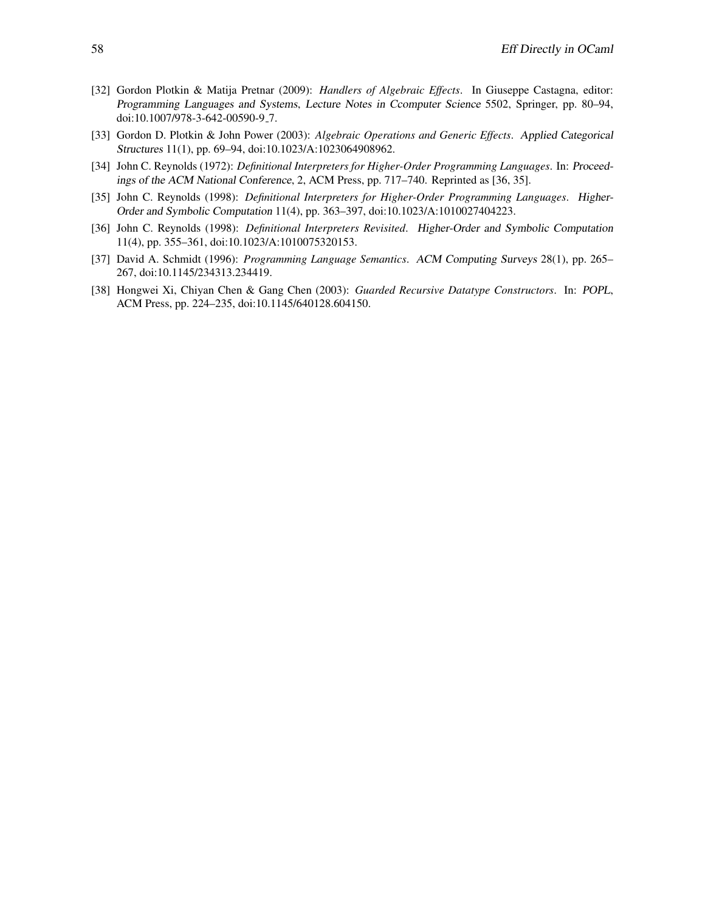[32] Gordon Plotkin & Matija Pretnar (2009): *Handlers of Algebraic Effects*. In Giuseppe Castagna, editor: Programming Languages and Systems, Lecture Notes in Ccomputer Science 5502, Springer, pp. 80–94, doi:10.1007/978-3-642-00590-9_7.

[33] Gordon D. Plotkin & John Power (2003): *Algebraic Operations and Generic Effects*. Applied Categorical Structures 11(1), pp. 69–94, doi:10.1023/A:1023064908962.

[34] John C. Reynolds (1972): *Definitional Interpreters for Higher-Order Programming Languages*. In: Proceedings of the ACM National Conference, 2, ACM Press, pp. 717–740. Reprinted as [36, 35].

[35] John C. Reynolds (1998): *Definitional Interpreters for Higher-Order Programming Languages*. Higher-Order and Symbolic Computation 11(4), pp. 363–397, doi:10.1023/A:1010027404223.

[36] John C. Reynolds (1998): *Definitional Interpreters Revisited*. Higher-Order and Symbolic Computation 11(4), pp. 355–361, doi:10.1023/A:1010075320153.

[37] David A. Schmidt (1996): *Programming Language Semantics*. ACM Computing Surveys 28(1), pp. 265–267, doi:10.1145/234313.234419.

[38] Hongwei Xi, Chiyan Chen & Gang Chen (2003): *Guarded Recursive Datatype Constructors*. In: POPL, ACM Press, pp. 224–235, doi:10.1145/640128.604150.